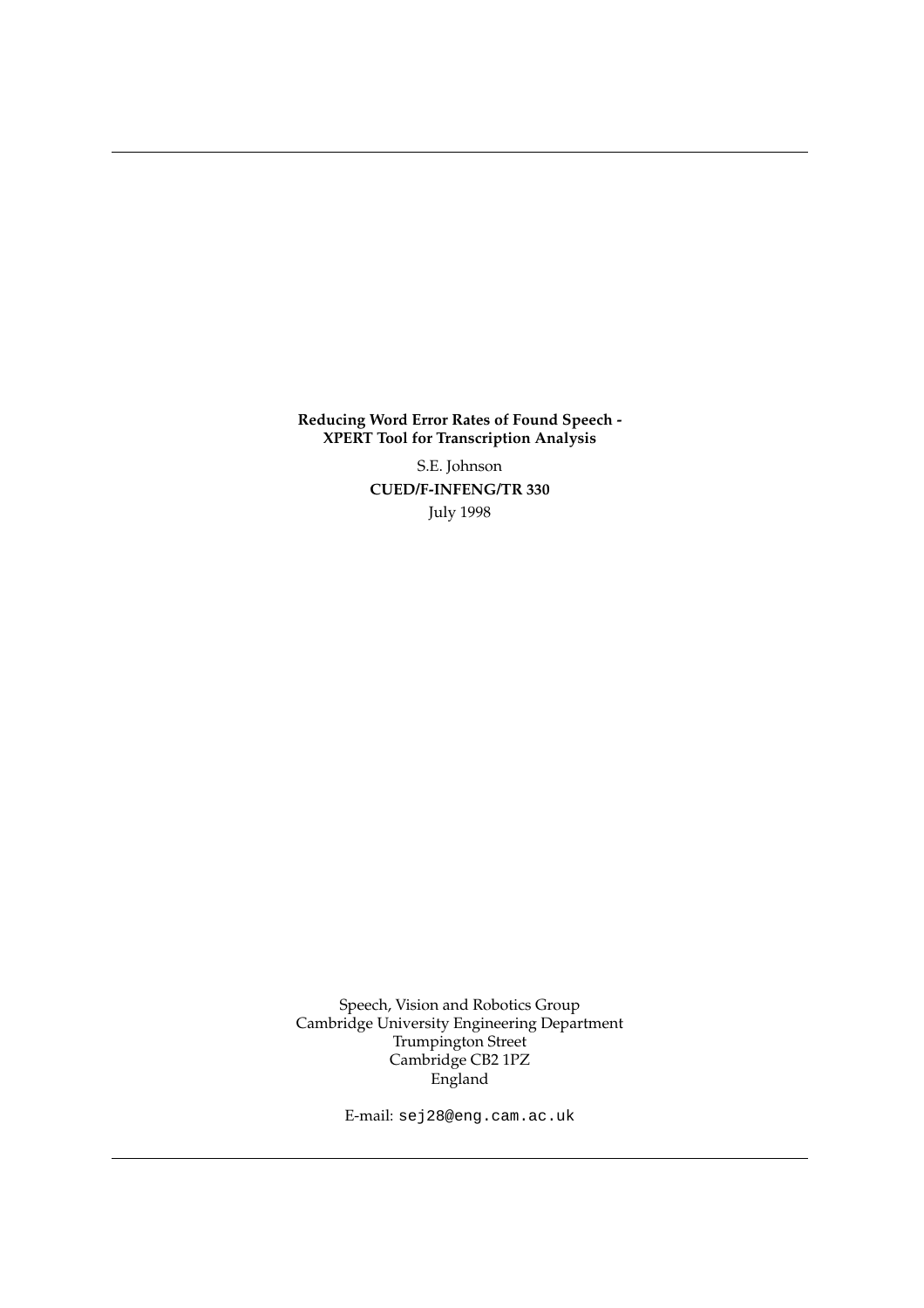**Reducing Word Error Rates of Found Speech -
XPERT Tool for Transcription Analysis**

S.E. Johnson

**CUED/F-INFENG/TR 330**

July 1998

Speech, Vision and Robotics Group
Cambridge University Engineering Department
Trumpington Street
Cambridge CB2 1PZ
England

E-mail: `sej28@eng.cam.ac.uk`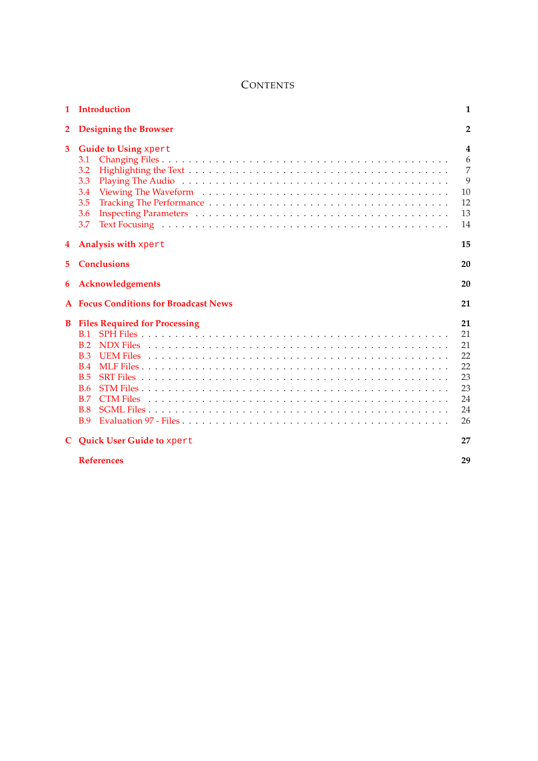# CONTENTS

| | | |
|---|---|---|
| **1** | **Introduction** | **1** |
| **2** | **Designing the Browser** | **2** |
| **3** | **Guide to Using `xpert`** | **4** |
| 3.1 | Changing Files | 6 |
| 3.2 | Highlighting the Text | 7 |
| 3.3 | Playing The Audio | 9 |
| 3.4 | Viewing The Waveform | 10 |
| 3.5 | Tracking The Performance | 12 |
| 3.6 | Inspecting Parameters | 13 |
| 3.7 | Text Focusing | 14 |
| **4** | **Analysis with `xpert`** | **15** |
| **5** | **Conclusions** | **20** |
| **6** | **Acknowledgements** | **20** |
| **A** | **Focus Conditions for Broadcast News** | **21** |
| **B** | **Files Required for Processing** | **21** |
| B.1 | SPH Files | 21 |
| B.2 | NDX Files | 21 |
| B.3 | UEM Files | 22 |
| B.4 | MLF Files | 22 |
| B.5 | SRT Files | 23 |
| B.6 | STM Files | 23 |
| B.7 | CTM Files | 24 |
| B.8 | SGML Files | 24 |
| B.9 | Evaluation 97 - Files | 26 |
| **C** | **Quick User Guide to `xpert`** | **27** |
| | **References** | **29** |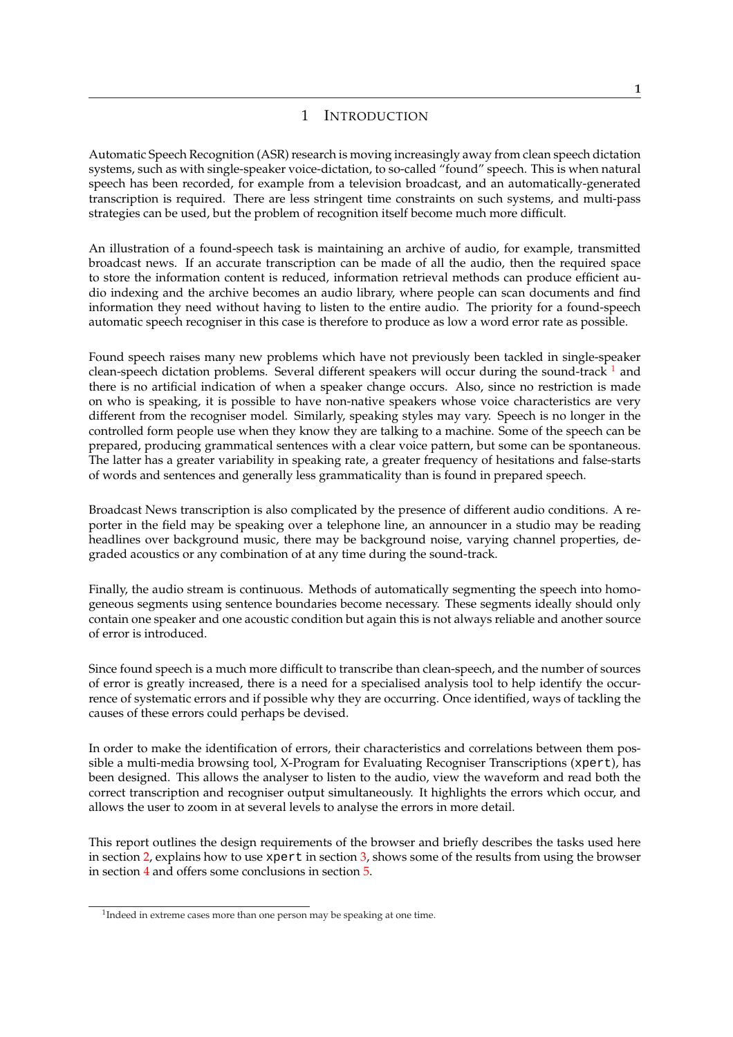# 1 INTRODUCTION

Automatic Speech Recognition (ASR) research is moving increasingly away from clean speech dictation systems, such as with single-speaker voice-dictation, to so-called "found" speech. This is when natural speech has been recorded, for example from a television broadcast, and an automatically-generated transcription is required. There are less stringent time constraints on such systems, and multi-pass strategies can be used, but the problem of recognition itself become much more difficult.

An illustration of a found-speech task is maintaining an archive of audio, for example, transmitted broadcast news. If an accurate transcription can be made of all the audio, then the required space to store the information content is reduced, information retrieval methods can produce efficient audio indexing and the archive becomes an audio library, where people can scan documents and find information they need without having to listen to the entire audio. The priority for a found-speech automatic speech recogniser in this case is therefore to produce as low a word error rate as possible.

Found speech raises many new problems which have not previously been tackled in single-speaker clean-speech dictation problems. Several different speakers will occur during the sound-track [1] and there is no artificial indication of when a speaker change occurs. Also, since no restriction is made on who is speaking, it is possible to have non-native speakers whose voice characteristics are very different from the recogniser model. Similarly, speaking styles may vary. Speech is no longer in the controlled form people use when they know they are talking to a machine. Some of the speech can be prepared, producing grammatical sentences with a clear voice pattern, but some can be spontaneous. The latter has a greater variability in speaking rate, a greater frequency of hesitations and false-starts of words and sentences and generally less grammaticality than is found in prepared speech.

Broadcast News transcription is also complicated by the presence of different audio conditions. A reporter in the field may be speaking over a telephone line, an announcer in a studio may be reading headlines over background music, there may be background noise, varying channel properties, degraded acoustics or any combination of at any time during the sound-track.

Finally, the audio stream is continuous. Methods of automatically segmenting the speech into homogeneous segments using sentence boundaries become necessary. These segments ideally should only contain one speaker and one acoustic condition but again this is not always reliable and another source of error is introduced.

Since found speech is a much more difficult to transcribe than clean-speech, and the number of sources of error is greatly increased, there is a need for a specialised analysis tool to help identify the occurrence of systematic errors and if possible why they are occurring. Once identified, ways of tackling the causes of these errors could perhaps be devised.

In order to make the identification of errors, their characteristics and correlations between them possible a multi-media browsing tool, X-Program for Evaluating Recogniser Transcriptions (`xpert`), has been designed. This allows the analyser to listen to the audio, view the waveform and read both the correct transcription and recogniser output simultaneously. It highlights the errors which occur, and allows the user to zoom in at several levels to analyse the errors in more detail.

This report outlines the design requirements of the browser and briefly describes the tasks used here in section 2, explains how to use `xpert` in section 3, shows some of the results from using the browser in section 4 and offers some conclusions in section 5.

[1] Indeed in extreme cases more than one person may be speaking at one time.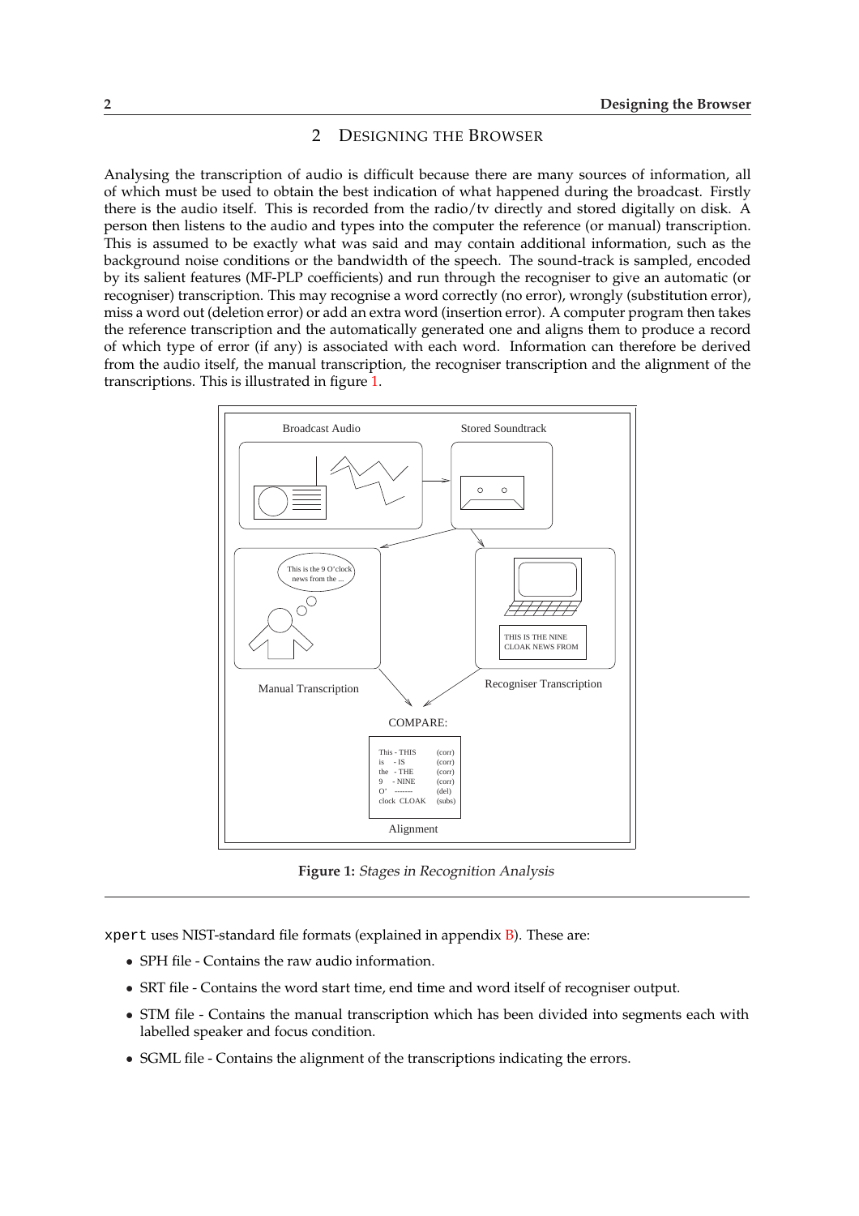# 2 DESIGNING THE BROWSER

Analysing the transcription of audio is difficult because there are many sources of information, all of which must be used to obtain the best indication of what happened during the broadcast. Firstly there is the audio itself. This is recorded from the radio/tv directly and stored digitally on disk. A person then listens to the audio and types into the computer the reference (or manual) transcription. This is assumed to be exactly what was said and may contain additional information, such as the background noise conditions or the bandwidth of the speech. The sound-track is sampled, encoded by its salient features (MF-PLP coefficients) and run through the recogniser to give an automatic (or recogniser) transcription. This may recognise a word correctly (no error), wrongly (substitution error), miss a word out (deletion error) or add an extra word (insertion error). A computer program then takes the reference transcription and the automatically generated one and aligns them to produce a record of which type of error (if any) is associated with each word. Information can therefore be derived from the audio itself, the manual transcription, the recogniser transcription and the alignment of the transcriptions. This is illustrated in figure 1.

**Figure 1:** *Stages in Recognition Analysis*

xpert uses NIST-standard file formats (explained in appendix B). These are:

- SPH file - Contains the raw audio information.
- SRT file - Contains the word start time, end time and word itself of recogniser output.
- STM file - Contains the manual transcription which has been divided into segments each with labelled speaker and focus condition.
- SGML file - Contains the alignment of the transcriptions indicating the errors.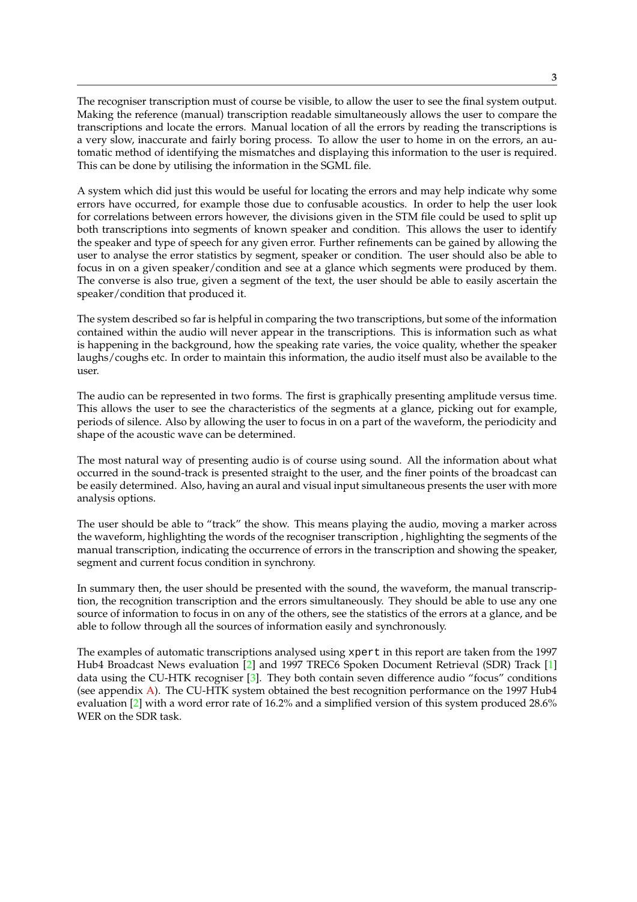The recogniser transcription must of course be visible, to allow the user to see the final system output. Making the reference (manual) transcription readable simultaneously allows the user to compare the transcriptions and locate the errors. Manual location of all the errors by reading the transcriptions is a very slow, inaccurate and fairly boring process. To allow the user to home in on the errors, an automatic method of identifying the mismatches and displaying this information to the user is required. This can be done by utilising the information in the SGML file.

A system which did just this would be useful for locating the errors and may help indicate why some errors have occurred, for example those due to confusable acoustics. In order to help the user look for correlations between errors however, the divisions given in the STM file could be used to split up both transcriptions into segments of known speaker and condition. This allows the user to identify the speaker and type of speech for any given error. Further refinements can be gained by allowing the user to analyse the error statistics by segment, speaker or condition. The user should also be able to focus in on a given speaker/condition and see at a glance which segments were produced by them. The converse is also true, given a segment of the text, the user should be able to easily ascertain the speaker/condition that produced it.

The system described so far is helpful in comparing the two transcriptions, but some of the information contained within the audio will never appear in the transcriptions. This is information such as what is happening in the background, how the speaking rate varies, the voice quality, whether the speaker laughs/coughs etc. In order to maintain this information, the audio itself must also be available to the user.

The audio can be represented in two forms. The first is graphically presenting amplitude versus time. This allows the user to see the characteristics of the segments at a glance, picking out for example, periods of silence. Also by allowing the user to focus in on a part of the waveform, the periodicity and shape of the acoustic wave can be determined.

The most natural way of presenting audio is of course using sound. All the information about what occurred in the sound-track is presented straight to the user, and the finer points of the broadcast can be easily determined. Also, having an aural and visual input simultaneous presents the user with more analysis options.

The user should be able to "track" the show. This means playing the audio, moving a marker across the waveform, highlighting the words of the recogniser transcription , highlighting the segments of the manual transcription, indicating the occurrence of errors in the transcription and showing the speaker, segment and current focus condition in synchrony.

In summary then, the user should be presented with the sound, the waveform, the manual transcription, the recognition transcription and the errors simultaneously. They should be able to use any one source of information to focus in on any of the others, see the statistics of the errors at a glance, and be able to follow through all the sources of information easily and synchronously.

The examples of automatic transcriptions analysed using `xpert` in this report are taken from the 1997 Hub4 Broadcast News evaluation [2] and 1997 TREC6 Spoken Document Retrieval (SDR) Track [1] data using the CU-HTK recogniser [3]. They both contain seven difference audio "focus" conditions (see appendix A). The CU-HTK system obtained the best recognition performance on the 1997 Hub4 evaluation [2] with a word error rate of 16.2% and a simplified version of this system produced 28.6% WER on the SDR task.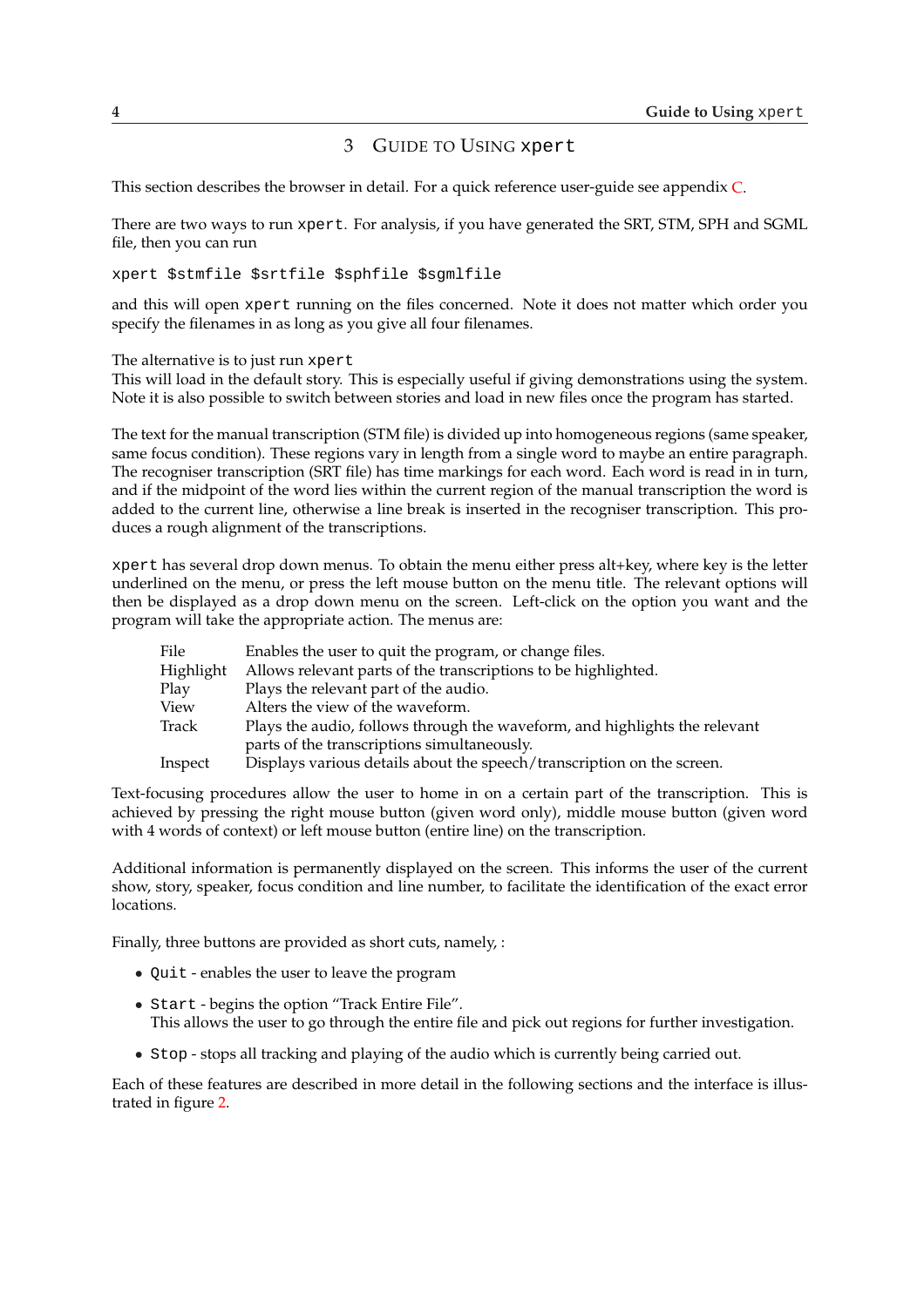# 3 Guide to Using `xpert`

This section describes the browser in detail. For a quick reference user-guide see appendix C.

There are two ways to run `xpert`. For analysis, if you have generated the SRT, STM, SPH and SGML file, then you can run

```
xpert $stmfile $srtfile $sphfile $sgmlfile
```

and this will open `xpert` running on the files concerned. Note it does not matter which order you specify the filenames in as long as you give all four filenames.

The alternative is to just run `xpert`
This will load in the default story. This is especially useful if giving demonstrations using the system. Note it is also possible to switch between stories and load in new files once the program has started.

The text for the manual transcription (STM file) is divided up into homogeneous regions (same speaker, same focus condition). These regions vary in length from a single word to maybe an entire paragraph. The recogniser transcription (SRT file) has time markings for each word. Each word is read in in turn, and if the midpoint of the word lies within the current region of the manual transcription the word is added to the current line, otherwise a line break is inserted in the recogniser transcription. This produces a rough alignment of the transcriptions.

`xpert` has several drop down menus. To obtain the menu either press alt+key, where key is the letter underlined on the menu, or press the left mouse button on the menu title. The relevant options will then be displayed as a drop down menu on the screen. Left-click on the option you want and the program will take the appropriate action. The menus are:

| | |
|---|---|
| File | Enables the user to quit the program, or change files. |
| Highlight | Allows relevant parts of the transcriptions to be highlighted. |
| Play | Plays the relevant part of the audio. |
| View | Alters the view of the waveform. |
| Track | Plays the audio, follows through the waveform, and highlights the relevant parts of the transcriptions simultaneously. |
| Inspect | Displays various details about the speech/transcription on the screen. |

Text-focusing procedures allow the user to home in on a certain part of the transcription. This is achieved by pressing the right mouse button (given word only), middle mouse button (given word with 4 words of context) or left mouse button (entire line) on the transcription.

Additional information is permanently displayed on the screen. This informs the user of the current show, story, speaker, focus condition and line number, to facilitate the identification of the exact error locations.

Finally, three buttons are provided as short cuts, namely, :

- `Quit` - enables the user to leave the program
- `Start` - begins the option "Track Entire File".
  This allows the user to go through the entire file and pick out regions for further investigation.
- `Stop` - stops all tracking and playing of the audio which is currently being carried out.

Each of these features are described in more detail in the following sections and the interface is illustrated in figure 2.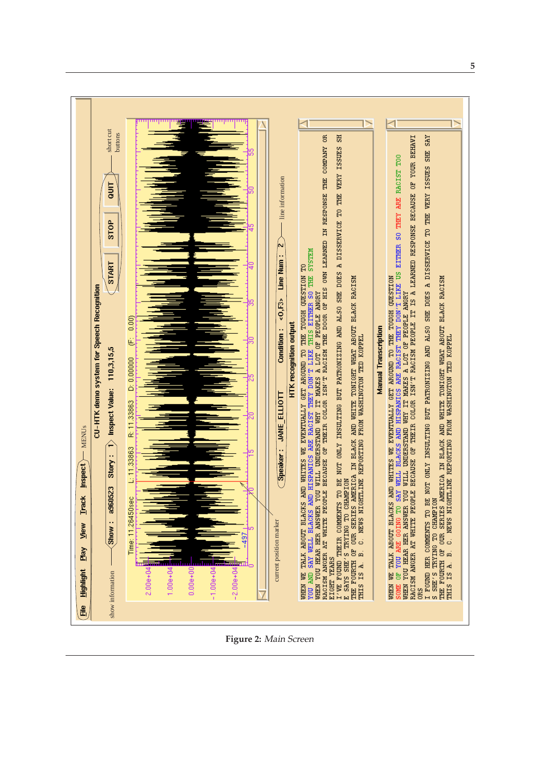**Figure 2:** *Main Screen*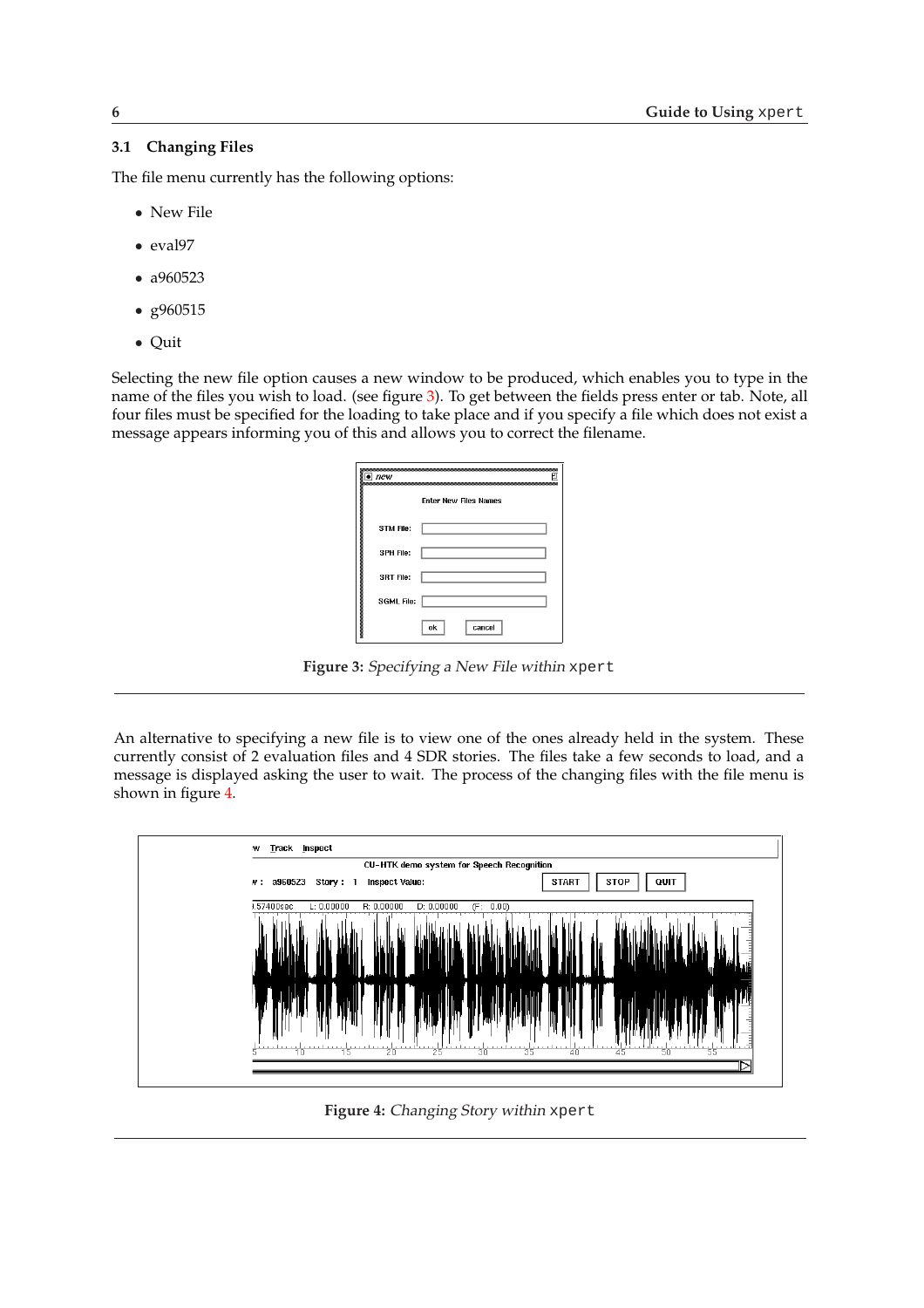### 3.1 Changing Files

The file menu currently has the following options:

- New File
- eval97
- a960523
- g960515
- Quit

Selecting the new file option causes a new window to be produced, which enables you to type in the name of the files you wish to load. (see figure 3). To get between the fields press enter or tab. Note, all four files must be specified for the loading to take place and if you specify a file which does not exist a message appears informing you of this and allows you to correct the filename.

**Figure 3:** *Specifying a New File within* `xpert`

An alternative to specifying a new file is to view one of the ones already held in the system. These currently consist of 2 evaluation files and 4 SDR stories. The files take a few seconds to load, and a message is displayed asking the user to wait. The process of the changing files with the file menu is shown in figure 4.

**Figure 4:** *Changing Story within* `xpert`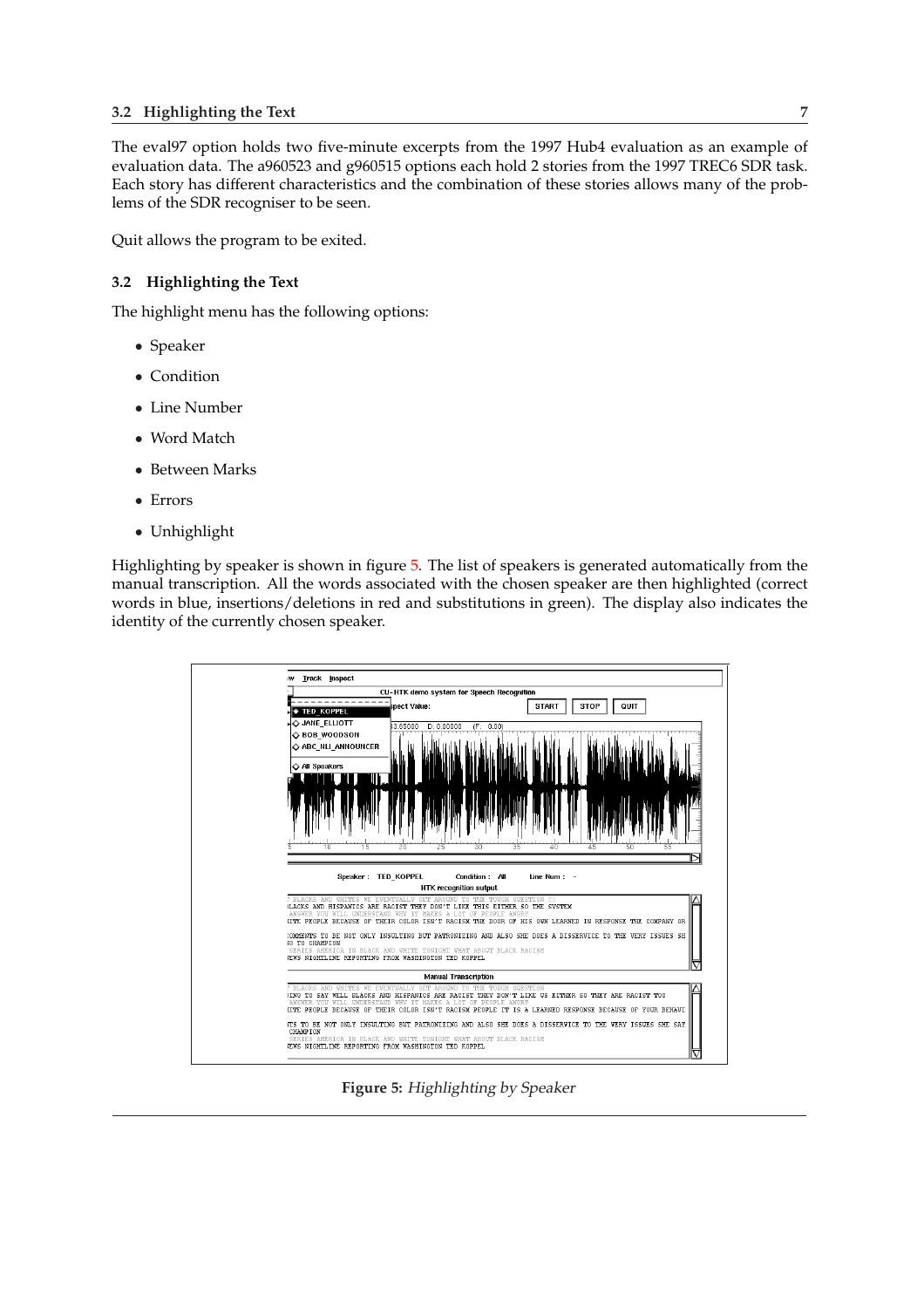The eval97 option holds two five-minute excerpts from the 1997 Hub4 evaluation as an example of evaluation data. The a960523 and g960515 options each hold 2 stories from the 1997 TREC6 SDR task. Each story has different characteristics and the combination of these stories allows many of the problems of the SDR recogniser to be seen.

Quit allows the program to be exited.

### 3.2 Highlighting the Text

The highlight menu has the following options:

- Speaker
- Condition
- Line Number
- Word Match
- Between Marks
- Errors
- Unhighlight

Highlighting by speaker is shown in figure 5. The list of speakers is generated automatically from the manual transcription. All the words associated with the chosen speaker are then highlighted (correct words in blue, insertions/deletions in red and substitutions in green). The display also indicates the identity of the currently chosen speaker.

**Figure 5:** *Highlighting by Speaker*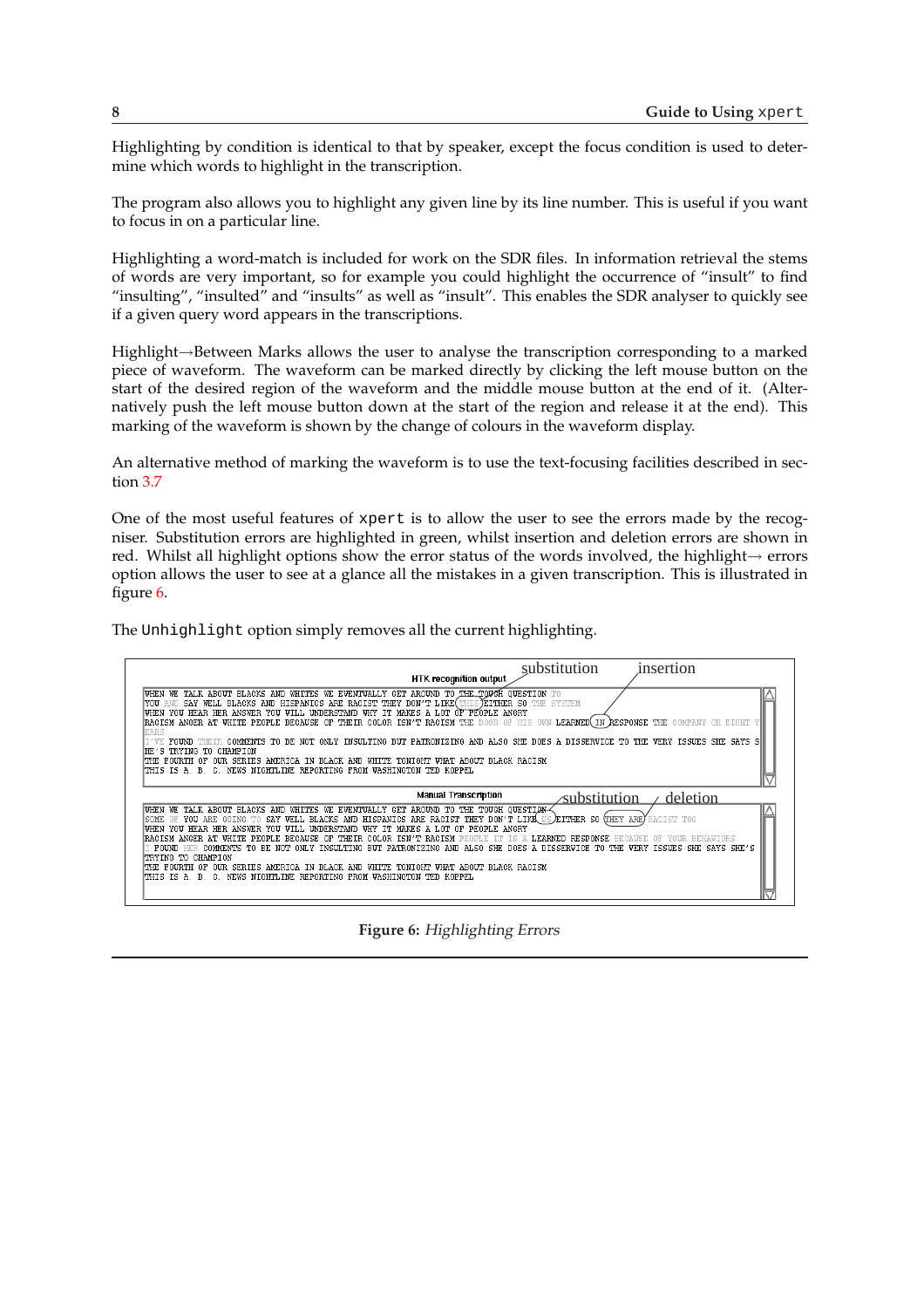Highlighting by condition is identical to that by speaker, except the focus condition is used to determine which words to highlight in the transcription.

The program also allows you to highlight any given line by its line number. This is useful if you want to focus in on a particular line.

Highlighting a word-match is included for work on the SDR files. In information retrieval the stems of words are very important, so for example you could highlight the occurrence of "insult" to find "insulting", "insulted" and "insults" as well as "insult". This enables the SDR analyser to quickly see if a given query word appears in the transcriptions.

Highlight→Between Marks allows the user to analyse the transcription corresponding to a marked piece of waveform. The waveform can be marked directly by clicking the left mouse button on the start of the desired region of the waveform and the middle mouse button at the end of it. (Alternatively push the left mouse button down at the start of the region and release it at the end). This marking of the waveform is shown by the change of colours in the waveform display.

An alternative method of marking the waveform is to use the text-focusing facilities described in section 3.7

One of the most useful features of xpert is to allow the user to see the errors made by the recogniser. Substitution errors are highlighted in green, whilst insertion and deletion errors are shown in red. Whilst all highlight options show the error status of the words involved, the highlight→ errors option allows the user to see at a glance all the mistakes in a given transcription. This is illustrated in figure 6.

The Unhighlight option simply removes all the current highlighting.

**Figure 6:** *Highlighting Errors*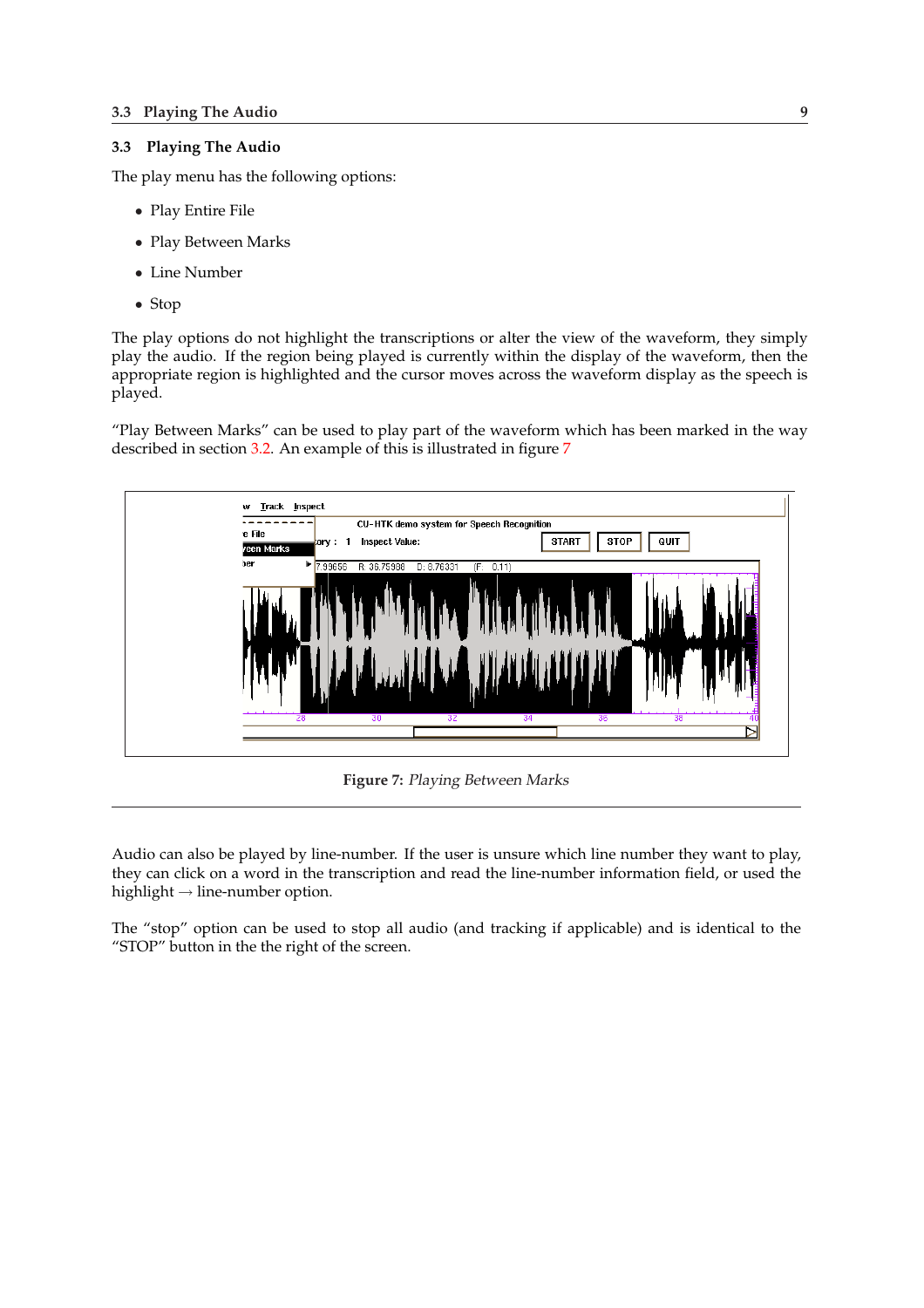## 3.3 Playing The Audio

The play menu has the following options:

- Play Entire File
- Play Between Marks
- Line Number
- Stop

The play options do not highlight the transcriptions or alter the view of the waveform, they simply play the audio. If the region being played is currently within the display of the waveform, then the appropriate region is highlighted and the cursor moves across the waveform display as the speech is played.

"Play Between Marks" can be used to play part of the waveform which has been marked in the way described in section 3.2. An example of this is illustrated in figure 7

**Figure 7:** *Playing Between Marks*

Audio can also be played by line-number. If the user is unsure which line number they want to play, they can click on a word in the transcription and read the line-number information field, or used the highlight → line-number option.

The "stop" option can be used to stop all audio (and tracking if applicable) and is identical to the "STOP" button in the the right of the screen.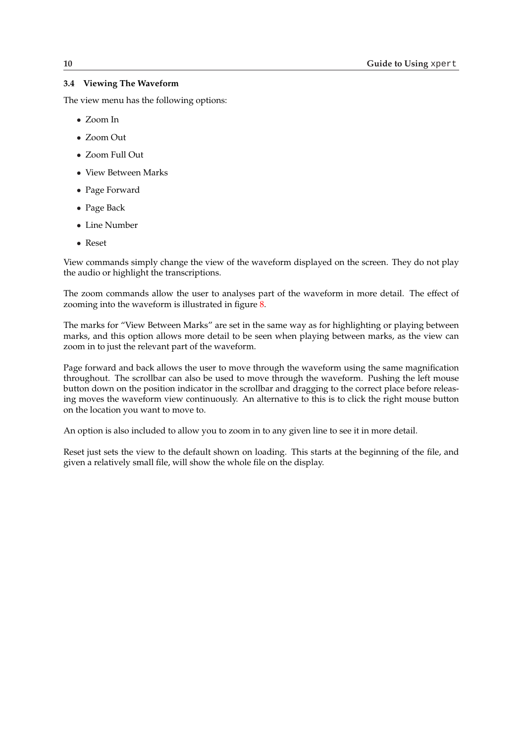### 3.4 Viewing The Waveform

The view menu has the following options:

- Zoom In
- Zoom Out
- Zoom Full Out
- View Between Marks
- Page Forward
- Page Back
- Line Number
- Reset

View commands simply change the view of the waveform displayed on the screen. They do not play the audio or highlight the transcriptions.

The zoom commands allow the user to analyses part of the waveform in more detail. The effect of zooming into the waveform is illustrated in figure 8.

The marks for "View Between Marks" are set in the same way as for highlighting or playing between marks, and this option allows more detail to be seen when playing between marks, as the view can zoom in to just the relevant part of the waveform.

Page forward and back allows the user to move through the waveform using the same magnification throughout. The scrollbar can also be used to move through the waveform. Pushing the left mouse button down on the position indicator in the scrollbar and dragging to the correct place before releasing moves the waveform view continuously. An alternative to this is to click the right mouse button on the location you want to move to.

An option is also included to allow you to zoom in to any given line to see it in more detail.

Reset just sets the view to the default shown on loading. This starts at the beginning of the file, and given a relatively small file, will show the whole file on the display.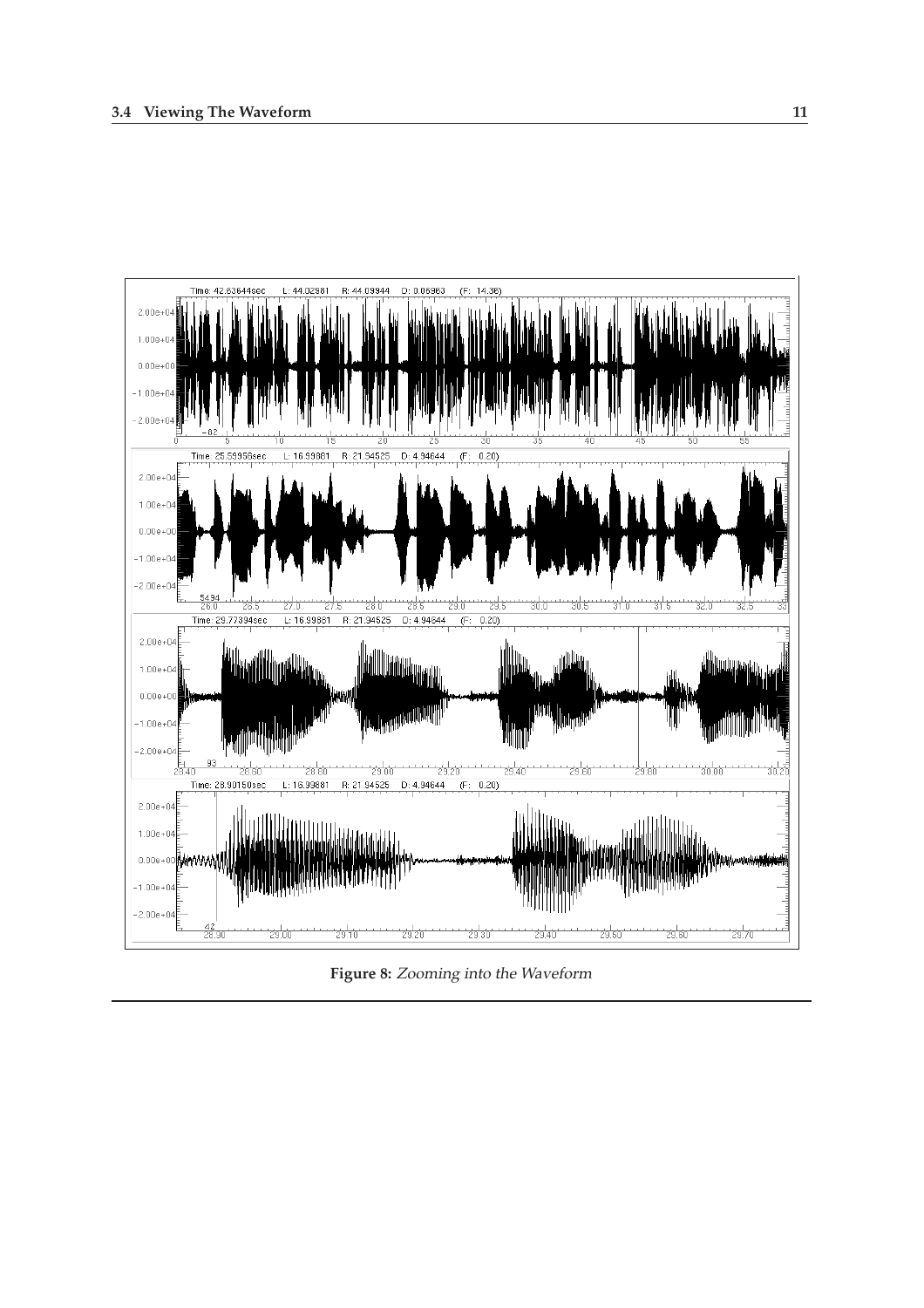Figure 8: *Zooming into the Waveform*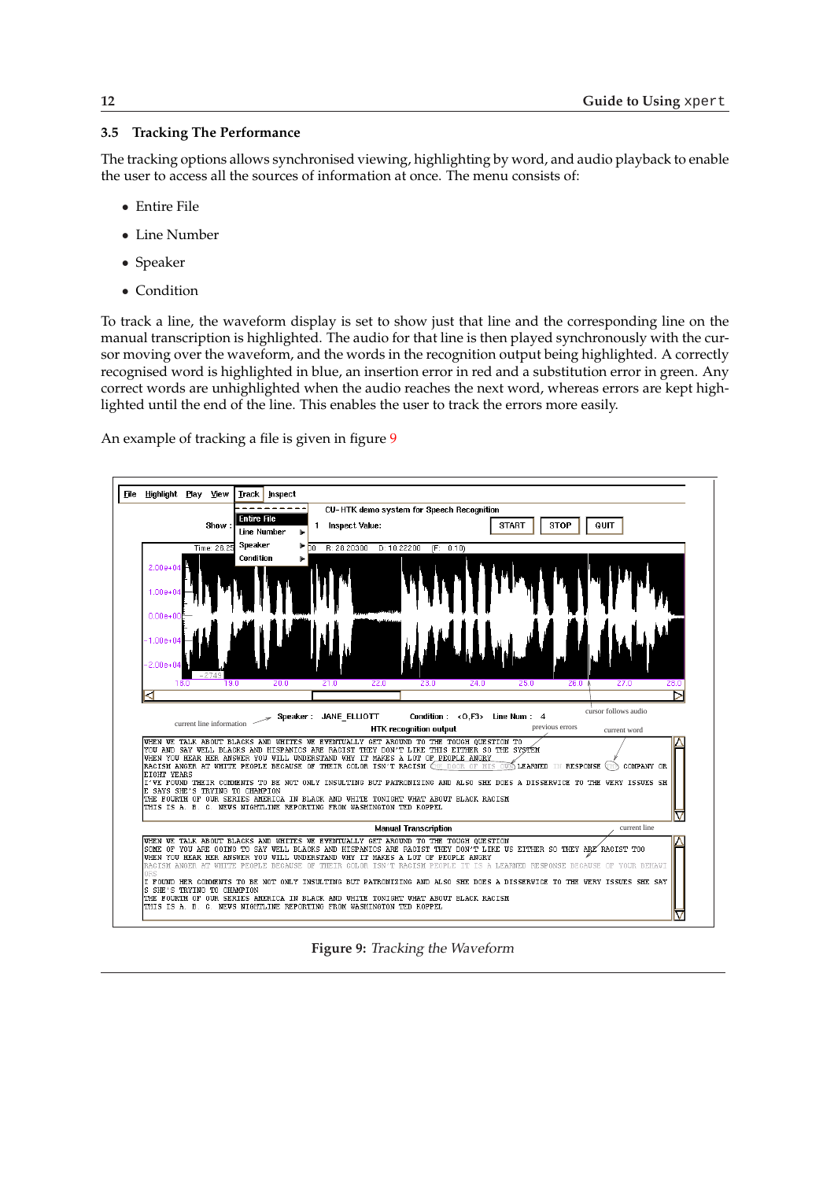### 3.5 Tracking The Performance

The tracking options allows synchronised viewing, highlighting by word, and audio playback to enable the user to access all the sources of information at once. The menu consists of:

- Entire File
- Line Number
- Speaker
- Condition

To track a line, the waveform display is set to show just that line and the corresponding line on the manual transcription is highlighted. The audio for that line is then played synchronously with the cursor moving over the waveform, and the words in the recognition output being highlighted. A correctly recognised word is highlighted in blue, an insertion error in red and a substitution error in green. Any correct words are unhighlighted when the audio reaches the next word, whereas errors are kept highlighted until the end of the line. This enables the user to track the errors more easily.

An example of tracking a file is given in figure 9

**Figure 9:** *Tracking the Waveform*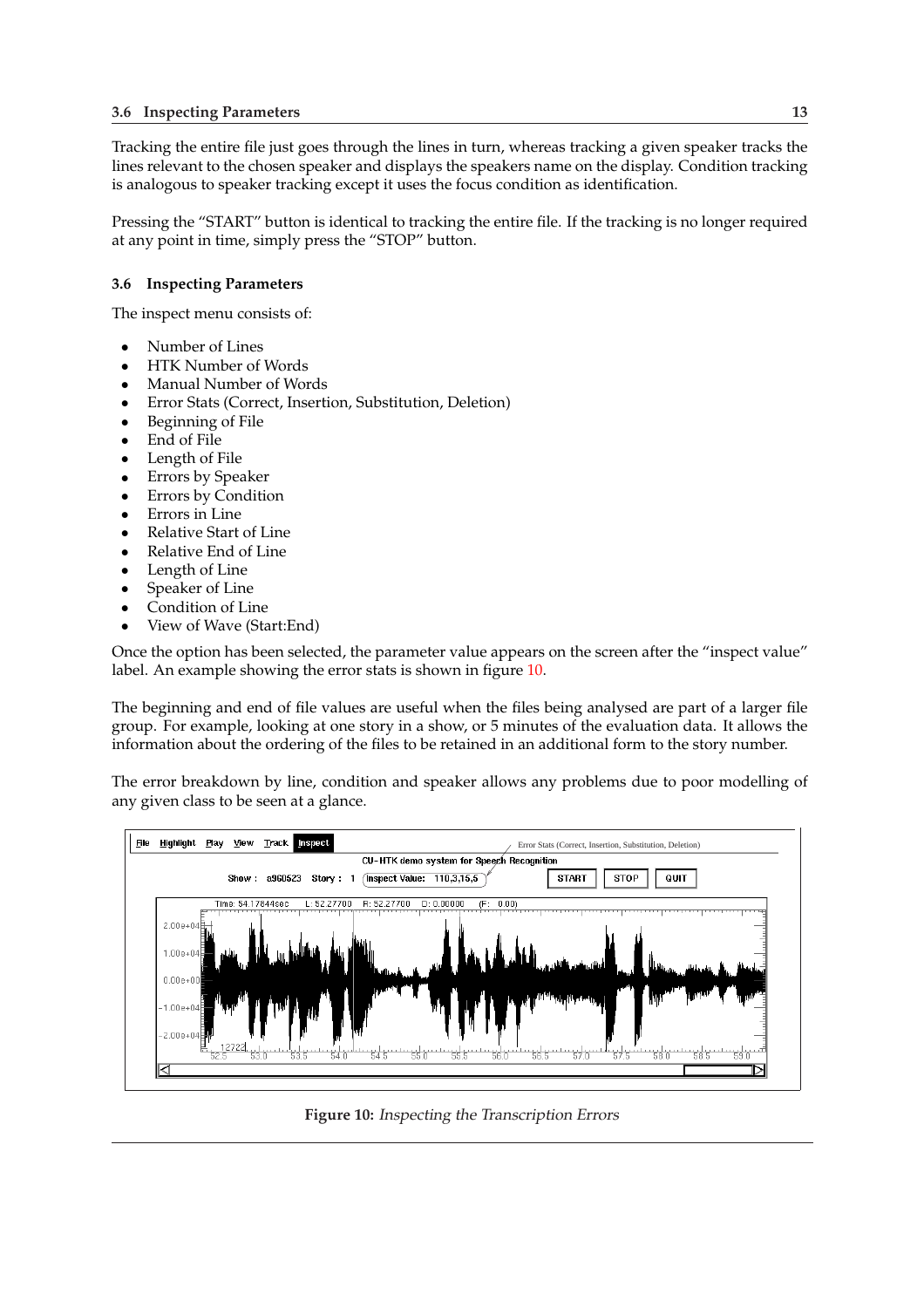Tracking the entire file just goes through the lines in turn, whereas tracking a given speaker tracks the lines relevant to the chosen speaker and displays the speakers name on the display. Condition tracking is analogous to speaker tracking except it uses the focus condition as identification.

Pressing the "START" button is identical to tracking the entire file. If the tracking is no longer required at any point in time, simply press the "STOP" button.

### 3.6 Inspecting Parameters

The inspect menu consists of:

- Number of Lines
- HTK Number of Words
- Manual Number of Words
- Error Stats (Correct, Insertion, Substitution, Deletion)
- Beginning of File
- End of File
- Length of File
- Errors by Speaker
- Errors by Condition
- Errors in Line
- Relative Start of Line
- Relative End of Line
- Length of Line
- Speaker of Line
- Condition of Line
- View of Wave (Start:End)

Once the option has been selected, the parameter value appears on the screen after the "inspect value" label. An example showing the error stats is shown in figure 10.

The beginning and end of file values are useful when the files being analysed are part of a larger file group. For example, looking at one story in a show, or 5 minutes of the evaluation data. It allows the information about the ordering of the files to be retained in an additional form to the story number.

The error breakdown by line, condition and speaker allows any problems due to poor modelling of any given class to be seen at a glance.

**Figure 10:** *Inspecting the Transcription Errors*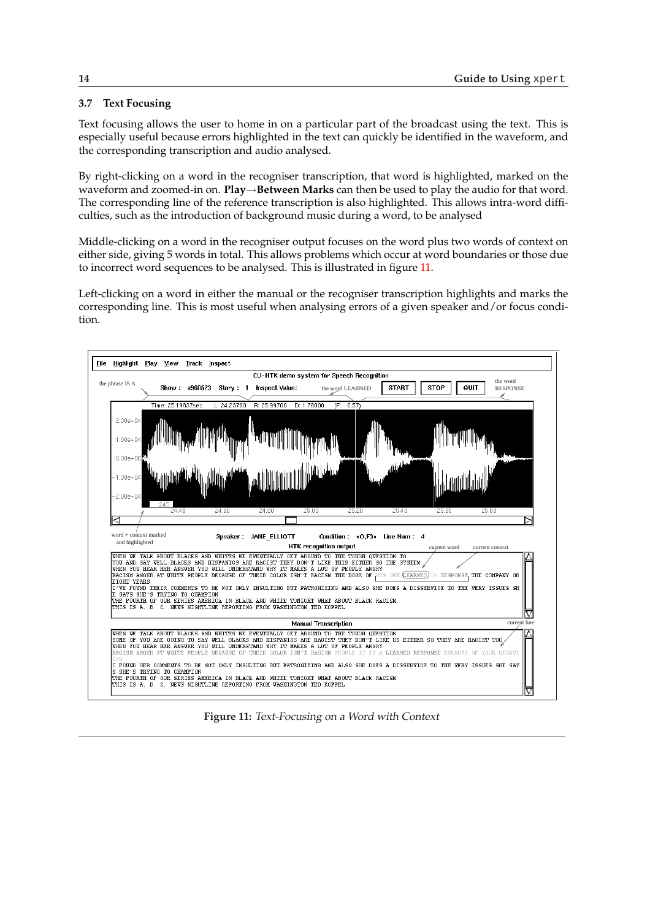### 3.7 Text Focusing

Text focusing allows the user to home in on a particular part of the broadcast using the text. This is especially useful because errors highlighted in the text can quickly be identified in the waveform, and the corresponding transcription and audio analysed.

By right-clicking on a word in the recogniser transcription, that word is highlighted, marked on the waveform and zoomed-in on. **Play→Between Marks** can then be used to play the audio for that word. The corresponding line of the reference transcription is also highlighted. This allows intra-word difficulties, such as the introduction of background music during a word, to be analysed

Middle-clicking on a word in the recogniser output focuses on the word plus two words of context on either side, giving 5 words in total. This allows problems which occur at word boundaries or those due to incorrect word sequences to be analysed. This is illustrated in figure 11.

Left-clicking on a word in either the manual or the recogniser transcription highlights and marks the corresponding line. This is most useful when analysing errors of a given speaker and/or focus condition.

**Figure 11:** *Text-Focusing on a Word with Context*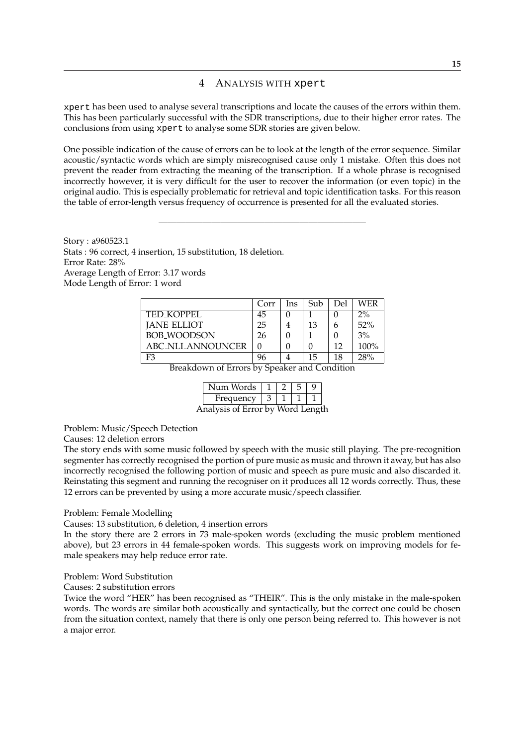# 4 Analysis with `xpert`

`xpert` has been used to analyse several transcriptions and locate the causes of the errors within them. This has been particularly successful with the SDR transcriptions, due to their higher error rates. The conclusions from using `xpert` to analyse some SDR stories are given below.

One possible indication of the cause of errors can be to look at the length of the error sequence. Similar acoustic/syntactic words which are simply misrecognised cause only 1 mistake. Often this does not prevent the reader from extracting the meaning of the transcription. If a whole phrase is recognised incorrectly however, it is very difficult for the user to recover the information (or even topic) in the original audio. This is especially problematic for retrieval and topic identification tasks. For this reason the table of error-length versus frequency of occurrence is presented for all the evaluated stories.

---

Story : a960523.1
Stats : 96 correct, 4 insertion, 15 substitution, 18 deletion.
Error Rate: 28%
Average Length of Error: 3.17 words
Mode Length of Error: 1 word

| | Corr | Ins | Sub | Del | WER |
|---|---|---|---|---|---|
| TED_KOPPEL | 45 | 0 | 1 | 0 | 2% |
| JANE_ELLIOT | 25 | 4 | 13 | 6 | 52% |
| BOB_WOODSON | 26 | 0 | 1 | 0 | 3% |
| ABC_NLI_ANNOUNCER | 0 | 0 | 0 | 12 | 100% |
| F3 | 96 | 4 | 15 | 18 | 28% |

Breakdown of Errors by Speaker and Condition

| Num Words | 1 | 2 | 5 | 9 |
|---|---|---|---|---|
| Frequency | 3 | 1 | 1 | 1 |

Analysis of Error by Word Length

Problem: Music/Speech Detection
Causes: 12 deletion errors
The story ends with some music followed by speech with the music still playing. The pre-recognition segmenter has correctly recognised the portion of pure music as music and thrown it away, but has also incorrectly recognised the following portion of music and speech as pure music and also discarded it. Reinstating this segment and running the recogniser on it produces all 12 words correctly. Thus, these 12 errors can be prevented by using a more accurate music/speech classifier.

Problem: Female Modelling
Causes: 13 substitution, 6 deletion, 4 insertion errors
In the story there are 2 errors in 73 male-spoken words (excluding the music problem mentioned above), but 23 errors in 44 female-spoken words. This suggests work on improving models for female speakers may help reduce error rate.

Problem: Word Substitution
Causes: 2 substitution errors
Twice the word "HER" has been recognised as "THEIR". This is the only mistake in the male-spoken words. The words are similar both acoustically and syntactically, but the correct one could be chosen from the situation context, namely that there is only one person being referred to. This however is not a major error.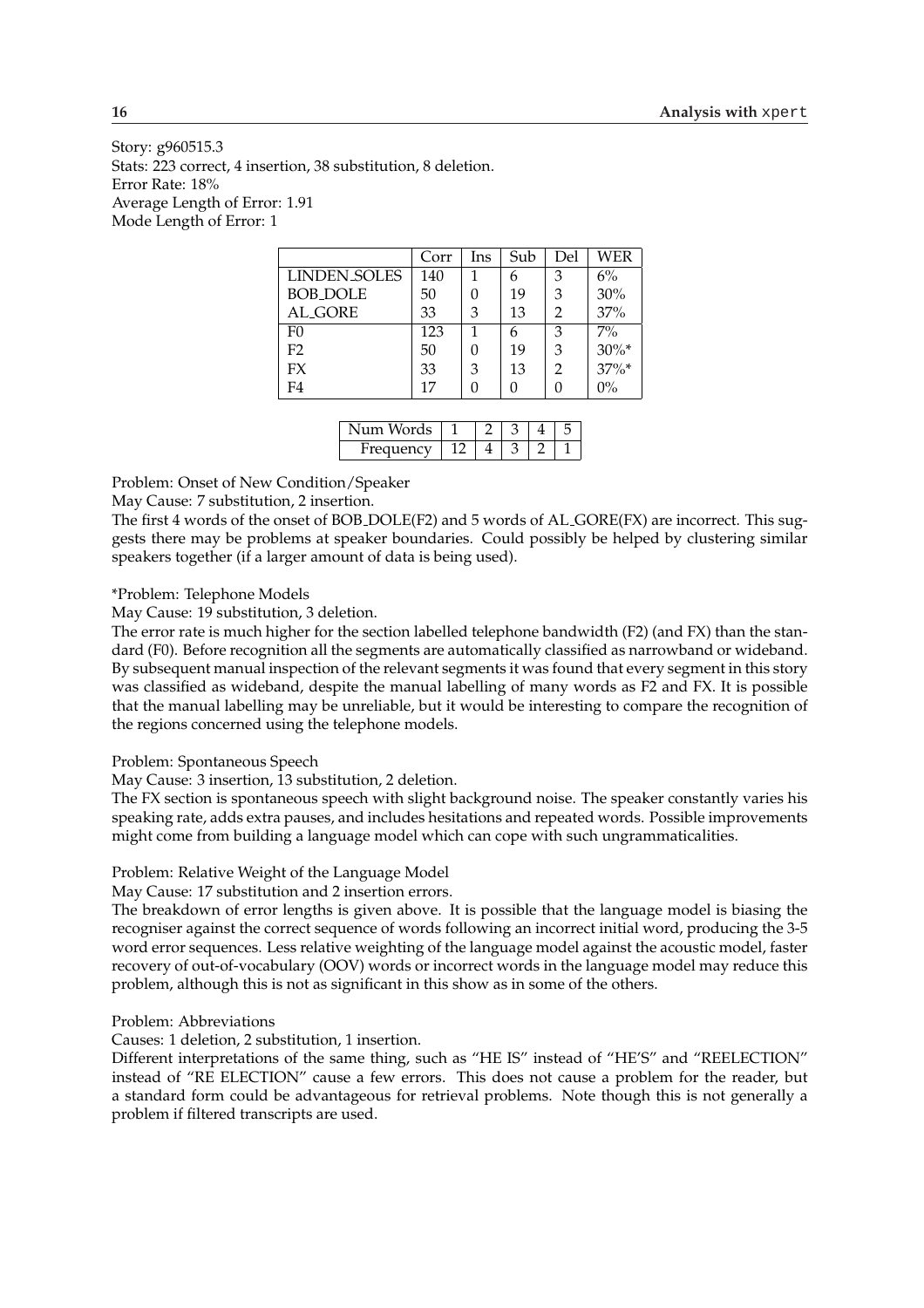Story: g960515.3
Stats: 223 correct, 4 insertion, 38 substitution, 8 deletion.
Error Rate: 18%
Average Length of Error: 1.91
Mode Length of Error: 1

| | Corr | Ins | Sub | Del | WER |
|---|---|---|---|---|---|
| LINDEN_SOLES | 140 | 1 | 6 | 3 | 6% |
| BOB_DOLE | 50 | 0 | 19 | 3 | 30% |
| AL_GORE | 33 | 3 | 13 | 2 | 37% |
| F0 | 123 | 1 | 6 | 3 | 7% |
| F2 | 50 | 0 | 19 | 3 | 30%* |
| FX | 33 | 3 | 13 | 2 | 37%* |
| F4 | 17 | 0 | 0 | 0 | 0% |

| Num Words | 1 | 2 | 3 | 4 | 5 |
|---|---|---|---|---|---|
| Frequency | 12 | 4 | 3 | 2 | 1 |

Problem: Onset of New Condition/Speaker
May Cause: 7 substitution, 2 insertion.
The first 4 words of the onset of BOB_DOLE(F2) and 5 words of AL_GORE(FX) are incorrect. This suggests there may be problems at speaker boundaries. Could possibly be helped by clustering similar speakers together (if a larger amount of data is being used).

*Problem: Telephone Models
May Cause: 19 substitution, 3 deletion.
The error rate is much higher for the section labelled telephone bandwidth (F2) (and FX) than the standard (F0). Before recognition all the segments are automatically classified as narrowband or wideband. By subsequent manual inspection of the relevant segments it was found that every segment in this story was classified as wideband, despite the manual labelling of many words as F2 and FX. It is possible that the manual labelling may be unreliable, but it would be interesting to compare the recognition of the regions concerned using the telephone models.

Problem: Spontaneous Speech
May Cause: 3 insertion, 13 substitution, 2 deletion.
The FX section is spontaneous speech with slight background noise. The speaker constantly varies his speaking rate, adds extra pauses, and includes hesitations and repeated words. Possible improvements might come from building a language model which can cope with such ungrammaticalities.

Problem: Relative Weight of the Language Model
May Cause: 17 substitution and 2 insertion errors.
The breakdown of error lengths is given above. It is possible that the language model is biasing the recogniser against the correct sequence of words following an incorrect initial word, producing the 3-5 word error sequences. Less relative weighting of the language model against the acoustic model, faster recovery of out-of-vocabulary (OOV) words or incorrect words in the language model may reduce this problem, although this is not as significant in this show as in some of the others.

Problem: Abbreviations
Causes: 1 deletion, 2 substitution, 1 insertion.
Different interpretations of the same thing, such as "HE IS" instead of "HE'S" and "REELECTION" instead of "RE ELECTION" cause a few errors. This does not cause a problem for the reader, but a standard form could be advantageous for retrieval problems. Note though this is not generally a problem if filtered transcripts are used.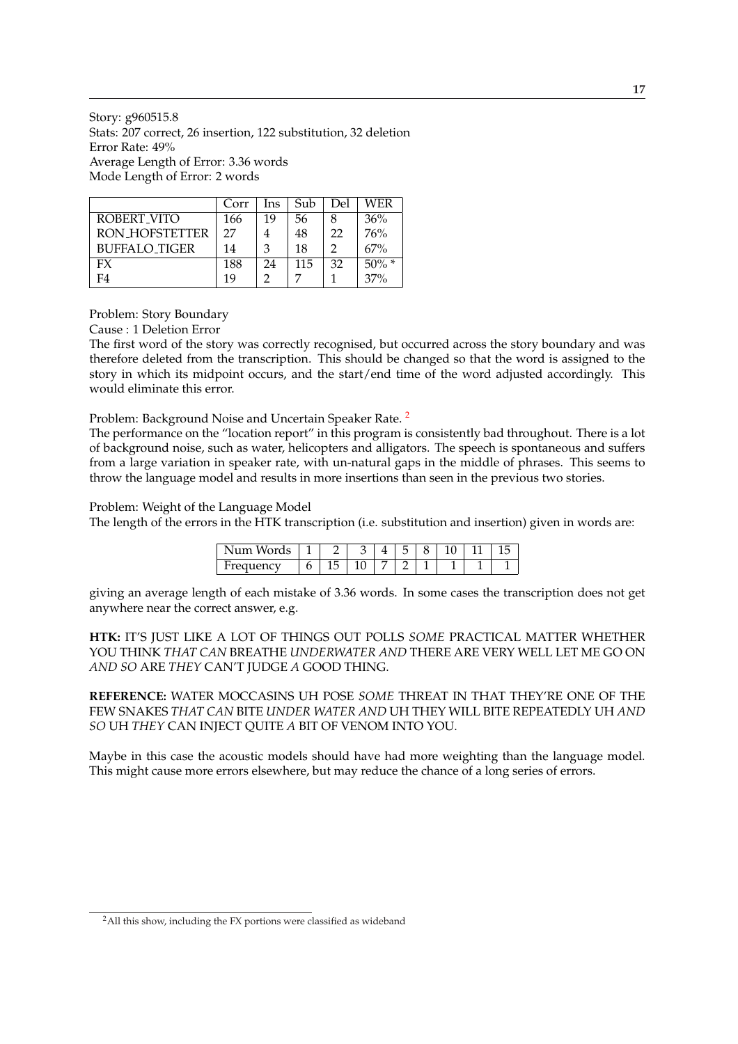Story: g960515.8
Stats: 207 correct, 26 insertion, 122 substitution, 32 deletion
Error Rate: 49%
Average Length of Error: 3.36 words
Mode Length of Error: 2 words

| | Corr | Ins | Sub | Del | WER |
|---|---|---|---|---|---|
| ROBERT_VITO | 166 | 19 | 56 | 8 | 36% |
| RON_HOFSTETTER | 27 | 4 | 48 | 22 | 76% |
| BUFFALO_TIGER | 14 | 3 | 18 | 2 | 67% |
| FX | 188 | 24 | 115 | 32 | 50% * |
| F4 | 19 | 2 | 7 | 1 | 37% |

Problem: Story Boundary

Cause : 1 Deletion Error

The first word of the story was correctly recognised, but occurred across the story boundary and was therefore deleted from the transcription. This should be changed so that the word is assigned to the story in which its midpoint occurs, and the start/end time of the word adjusted accordingly. This would eliminate this error.

Problem: Background Noise and Uncertain Speaker Rate. [2]

The performance on the "location report" in this program is consistently bad throughout. There is a lot of background noise, such as water, helicopters and alligators. The speech is spontaneous and suffers from a large variation in speaker rate, with un-natural gaps in the middle of phrases. This seems to throw the language model and results in more insertions than seen in the previous two stories.

Problem: Weight of the Language Model

The length of the errors in the HTK transcription (i.e. substitution and insertion) given in words are:

| Num Words | 1 | 2 | 3 | 4 | 5 | 8 | 10 | 11 | 15 |
|---|---|---|---|---|---|---|---|---|---|
| Frequency | 6 | 15 | 10 | 7 | 2 | 1 | 1 | 1 | 1 |

giving an average length of each mistake of 3.36 words. In some cases the transcription does not get anywhere near the correct answer, e.g.

**HTK:** IT'S JUST LIKE A LOT OF THINGS OUT POLLS *SOME* PRACTICAL MATTER WHETHER YOU THINK *THAT CAN* BREATHE *UNDERWATER AND* THERE ARE VERY WELL LET ME GO ON *AND SO* ARE *THEY* CAN'T JUDGE *A* GOOD THING.

**REFERENCE:** WATER MOCCASINS UH POSE *SOME* THREAT IN THAT THEY'RE ONE OF THE FEW SNAKES *THAT CAN* BITE *UNDER WATER AND* UH THEY WILL BITE REPEATEDLY UH *AND SO* UH *THEY* CAN INJECT QUITE *A* BIT OF VENOM INTO YOU.

Maybe in this case the acoustic models should have had more weighting than the language model. This might cause more errors elsewhere, but may reduce the chance of a long series of errors.

[2] All this show, including the FX portions were classified as wideband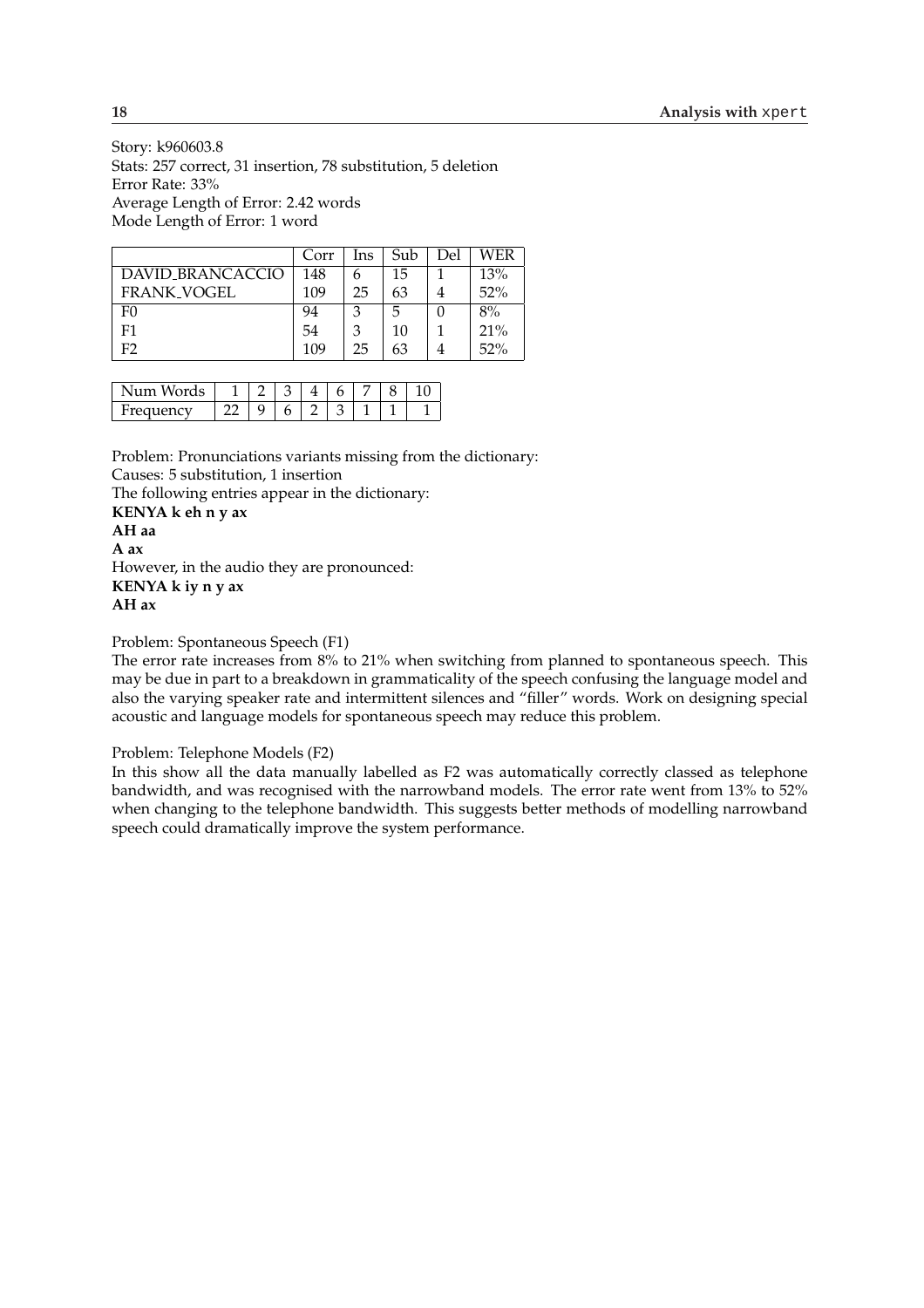Story: k960603.8
Stats: 257 correct, 31 insertion, 78 substitution, 5 deletion
Error Rate: 33%
Average Length of Error: 2.42 words
Mode Length of Error: 1 word

| | Corr | Ins | Sub | Del | WER |
|---|---|---|---|---|---|
| DAVID_BRANCACCIO | 148 | 6 | 15 | 1 | 13% |
| FRANK_VOGEL | 109 | 25 | 63 | 4 | 52% |
| F0 | 94 | 3 | 5 | 0 | 8% |
| F1 | 54 | 3 | 10 | 1 | 21% |
| F2 | 109 | 25 | 63 | 4 | 52% |

| Num Words | 1 | 2 | 3 | 4 | 6 | 7 | 8 | 10 |
|---|---|---|---|---|---|---|---|---|
| Frequency | 22 | 9 | 6 | 2 | 3 | 1 | 1 | 1 |

Problem: Pronunciations variants missing from the dictionary:
Causes: 5 substitution, 1 insertion
The following entries appear in the dictionary:
**KENYA k eh n y ax**
**AH aa**
**A ax**
However, in the audio they are pronounced:
**KENYA k iy n y ax**
**AH ax**

Problem: Spontaneous Speech (F1)
The error rate increases from 8% to 21% when switching from planned to spontaneous speech. This may be due in part to a breakdown in grammaticality of the speech confusing the language model and also the varying speaker rate and intermittent silences and "filler" words. Work on designing special acoustic and language models for spontaneous speech may reduce this problem.

Problem: Telephone Models (F2)
In this show all the data manually labelled as F2 was automatically correctly classed as telephone bandwidth, and was recognised with the narrowband models. The error rate went from 13% to 52% when changing to the telephone bandwidth. This suggests better methods of modelling narrowband speech could dramatically improve the system performance.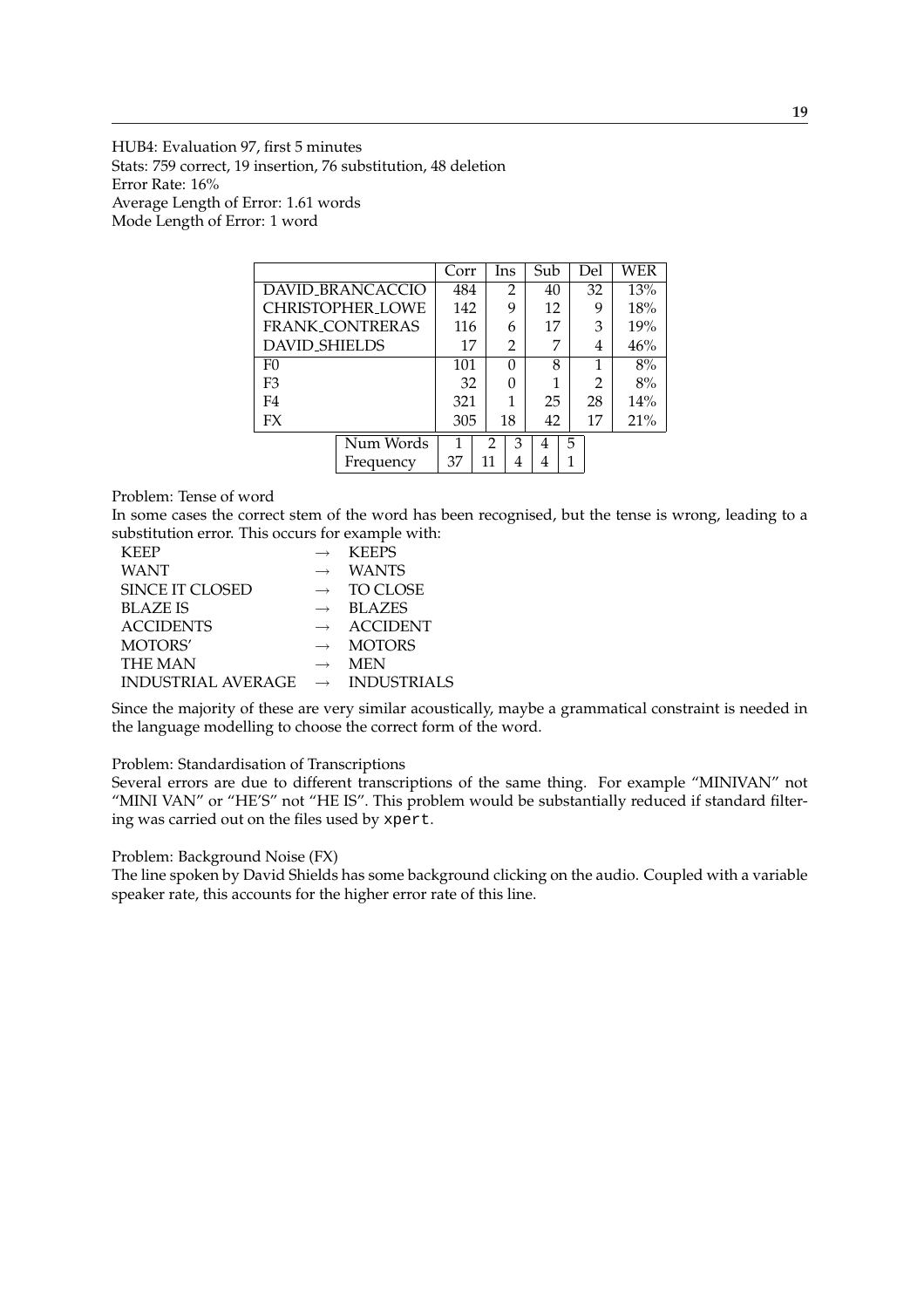HUB4: Evaluation 97, first 5 minutes
Stats: 759 correct, 19 insertion, 76 substitution, 48 deletion
Error Rate: 16%
Average Length of Error: 1.61 words
Mode Length of Error: 1 word

| | Corr | Ins | Sub | Del | WER |
|---|---|---|---|---|---|
| DAVID_BRANCACCIO | 484 | 2 | 40 | 32 | 13% |
| CHRISTOPHER_LOWE | 142 | 9 | 12 | 9 | 18% |
| FRANK_CONTRERAS | 116 | 6 | 17 | 3 | 19% |
| DAVID_SHIELDS | 17 | 2 | 7 | 4 | 46% |
| F0 | 101 | 0 | 8 | 1 | 8% |
| F3 | 32 | 0 | 1 | 2 | 8% |
| F4 | 321 | 1 | 25 | 28 | 14% |
| FX | 305 | 18 | 42 | 17 | 21% |

| Num Words | 1 | 2 | 3 | 4 | 5 |
|---|---|---|---|---|---|
| Frequency | 37 | 11 | 4 | 4 | 1 |

Problem: Tense of word
In some cases the correct stem of the word has been recognised, but the tense is wrong, leading to a substitution error. This occurs for example with:

| | | |
|---|---|---|
| KEEP | → | KEEPS |
| WANT | → | WANTS |
| SINCE IT CLOSED | → | TO CLOSE |
| BLAZE IS | → | BLAZES |
| ACCIDENTS | → | ACCIDENT |
| MOTORS' | → | MOTORS |
| THE MAN | → | MEN |
| INDUSTRIAL AVERAGE | → | INDUSTRIALS |

Since the majority of these are very similar acoustically, maybe a grammatical constraint is needed in the language modelling to choose the correct form of the word.

Problem: Standardisation of Transcriptions
Several errors are due to different transcriptions of the same thing. For example "MINIVAN" not "MINI VAN" or "HE'S" not "HE IS". This problem would be substantially reduced if standard filtering was carried out on the files used by `xpert`.

Problem: Background Noise (FX)
The line spoken by David Shields has some background clicking on the audio. Coupled with a variable speaker rate, this accounts for the higher error rate of this line.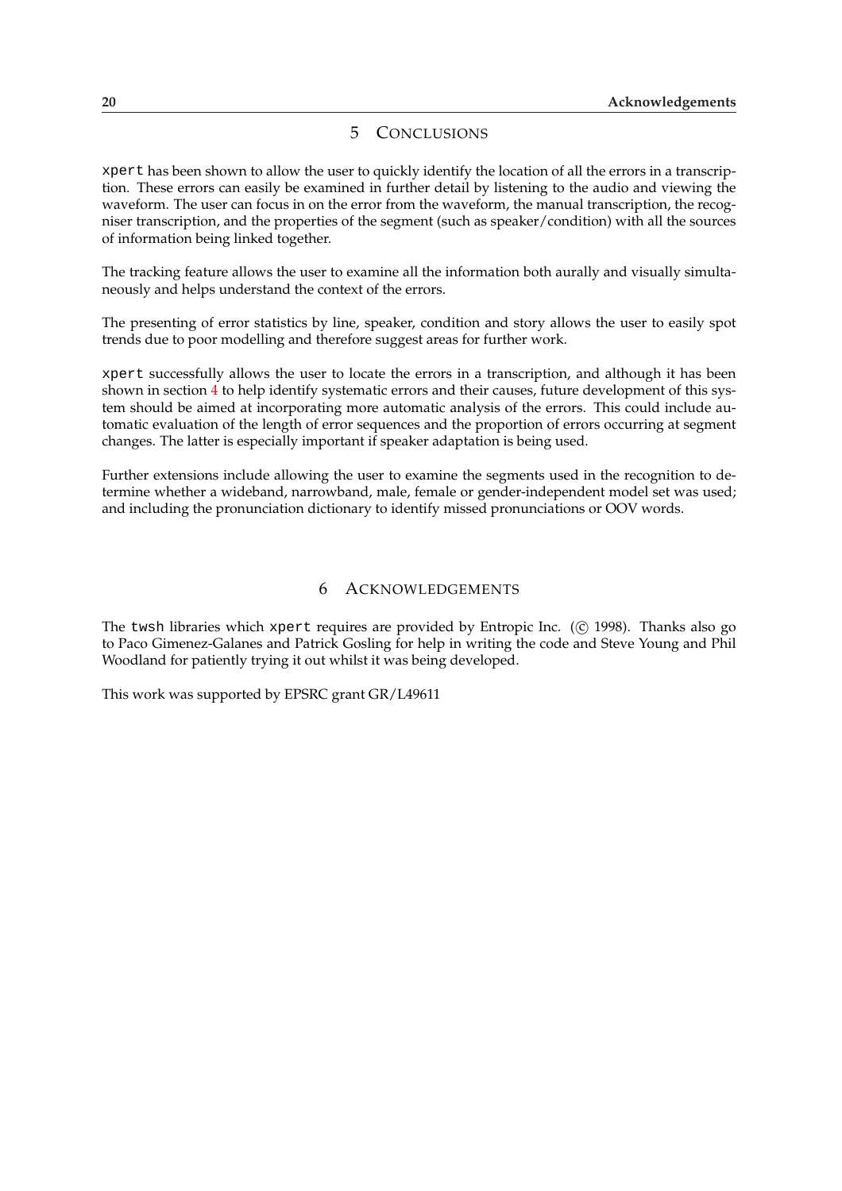# 5 Conclusions

`xpert` has been shown to allow the user to quickly identify the location of all the errors in a transcription. These errors can easily be examined in further detail by listening to the audio and viewing the waveform. The user can focus in on the error from the waveform, the manual transcription, the recogniser transcription, and the properties of the segment (such as speaker/condition) with all the sources of information being linked together.

The tracking feature allows the user to examine all the information both aurally and visually simultaneously and helps understand the context of the errors.

The presenting of error statistics by line, speaker, condition and story allows the user to easily spot trends due to poor modelling and therefore suggest areas for further work.

`xpert` successfully allows the user to locate the errors in a transcription, and although it has been shown in section 4 to help identify systematic errors and their causes, future development of this system should be aimed at incorporating more automatic analysis of the errors. This could include automatic evaluation of the length of error sequences and the proportion of errors occurring at segment changes. The latter is especially important if speaker adaptation is being used.

Further extensions include allowing the user to examine the segments used in the recognition to determine whether a wideband, narrowband, male, female or gender-independent model set was used; and including the pronunciation dictionary to identify missed pronunciations or OOV words.

# 6 Acknowledgements

The `twsh` libraries which `xpert` requires are provided by Entropic Inc. (© 1998). Thanks also go to Paco Gimenez-Galanes and Patrick Gosling for help in writing the code and Steve Young and Phil Woodland for patiently trying it out whilst it was being developed.

This work was supported by EPSRC grant GR/L49611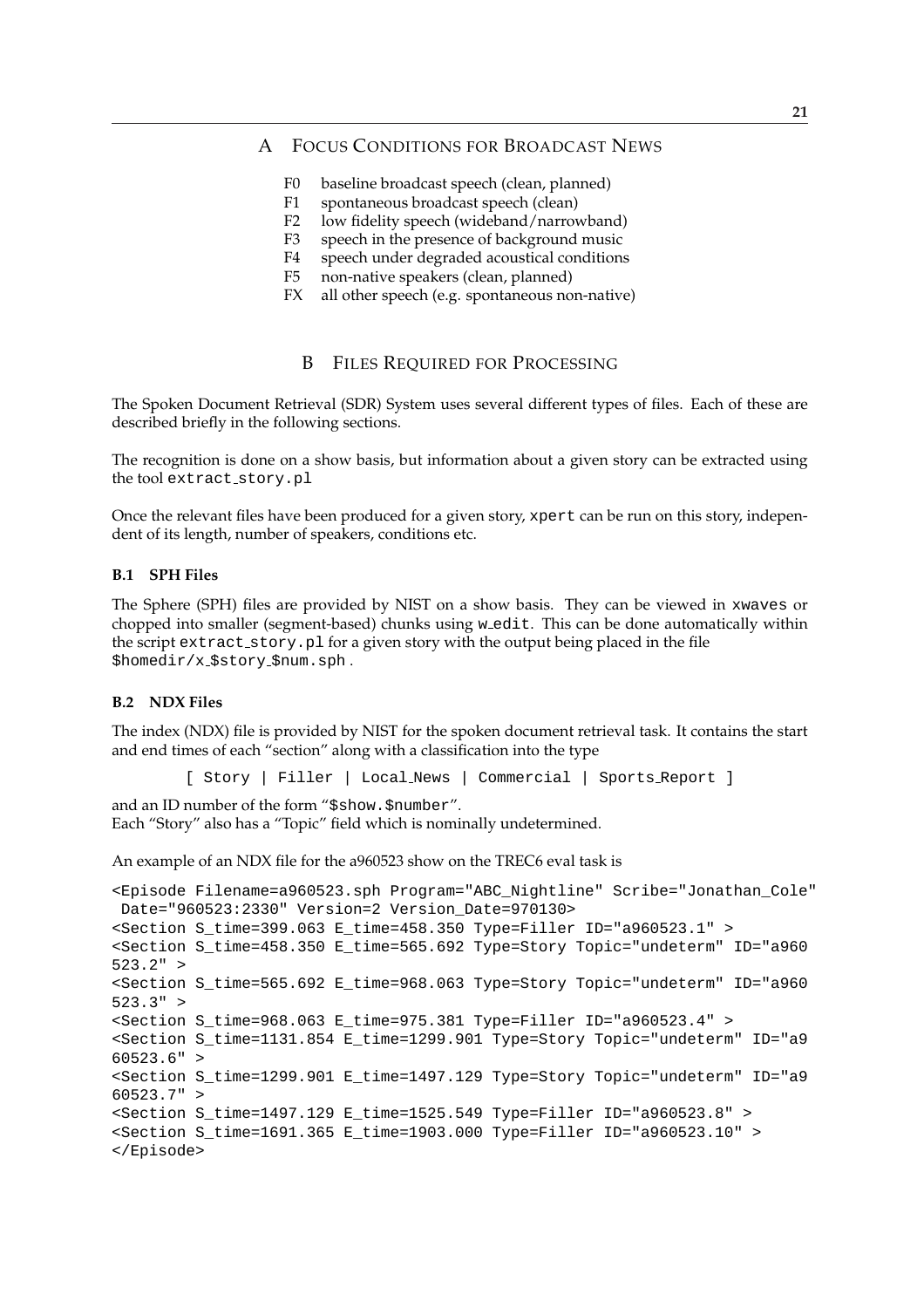# A Focus Conditions for Broadcast News

- F0 baseline broadcast speech (clean, planned)
- F1 spontaneous broadcast speech (clean)
- F2 low fidelity speech (wideband/narrowband)
- F3 speech in the presence of background music
- F4 speech under degraded acoustical conditions
- F5 non-native speakers (clean, planned)
- FX all other speech (e.g. spontaneous non-native)

# B Files Required for Processing

The Spoken Document Retrieval (SDR) System uses several different types of files. Each of these are described briefly in the following sections.

The recognition is done on a show basis, but information about a given story can be extracted using the tool `extract_story.pl`

Once the relevant files have been produced for a given story, `xpert` can be run on this story, independent of its length, number of speakers, conditions etc.

### B.1 SPH Files

The Sphere (SPH) files are provided by NIST on a show basis. They can be viewed in `xwaves` or chopped into smaller (segment-based) chunks using `w_edit`. This can be done automatically within the script `extract_story.pl` for a given story with the output being placed in the file `$homedir/x_$story_$num.sph`.

### B.2 NDX Files

The index (NDX) file is provided by NIST for the spoken document retrieval task. It contains the start and end times of each "section" along with a classification into the type

```
[ Story | Filler | Local_News | Commercial | Sports_Report ]
```

and an ID number of the form "`$show.$number`".
Each "Story" also has a "Topic" field which is nominally undetermined.

An example of an NDX file for the a960523 show on the TREC6 eval task is

```
<Episode Filename=a960523.sph Program="ABC_Nightline" Scribe="Jonathan_Cole"
 Date="960523:2330" Version=2 Version_Date=970130>
<Section S_time=399.063 E_time=458.350 Type=Filler ID="a960523.1" >
<Section S_time=458.350 E_time=565.692 Type=Story Topic="undeterm" ID="a960
523.2" >
<Section S_time=565.692 E_time=968.063 Type=Story Topic="undeterm" ID="a960
523.3" >
<Section S_time=968.063 E_time=975.381 Type=Filler ID="a960523.4" >
<Section S_time=1131.854 E_time=1299.901 Type=Story Topic="undeterm" ID="a9
60523.6" >
<Section S_time=1299.901 E_time=1497.129 Type=Story Topic="undeterm" ID="a9
60523.7" >
<Section S_time=1497.129 E_time=1525.549 Type=Filler ID="a960523.8" >
<Section S_time=1691.365 E_time=1903.000 Type=Filler ID="a960523.10" >
</Episode>
```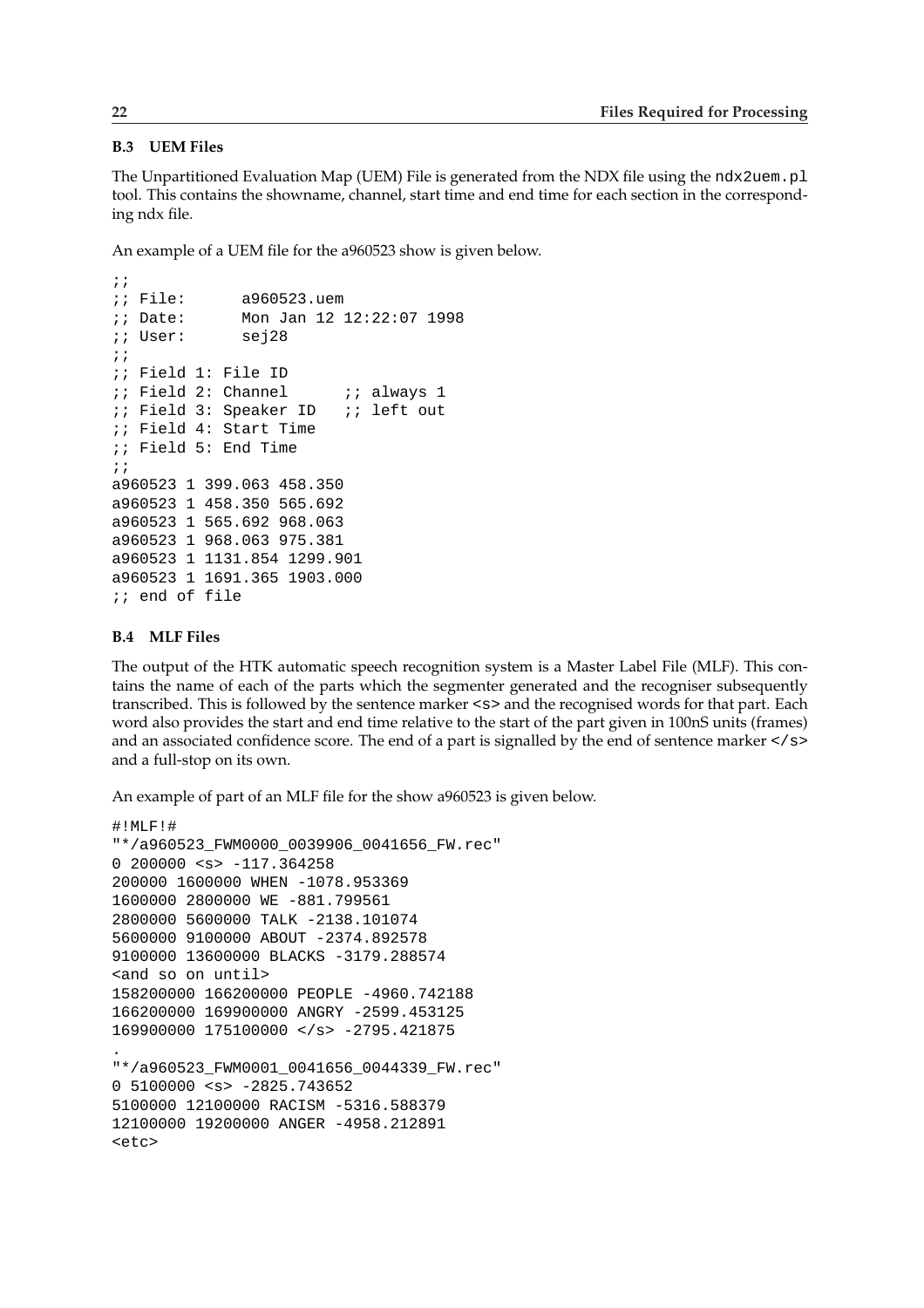### B.3 UEM Files

The Unpartitioned Evaluation Map (UEM) File is generated from the NDX file using the `ndx2uem.pl` tool. This contains the showname, channel, start time and end time for each section in the corresponding ndx file.

An example of a UEM file for the a960523 show is given below.

```
;;
;; File:      a960523.uem
;; Date:      Mon Jan 12 12:22:07 1998
;; User:      sej28
;;
;; Field 1: File ID
;; Field 2: Channel      ;; always 1
;; Field 3: Speaker ID   ;; left out
;; Field 4: Start Time
;; Field 5: End Time
;;
a960523 1 399.063 458.350
a960523 1 458.350 565.692
a960523 1 565.692 968.063
a960523 1 968.063 975.381
a960523 1 1131.854 1299.901
a960523 1 1691.365 1903.000
;; end of file
```

### B.4 MLF Files

The output of the HTK automatic speech recognition system is a Master Label File (MLF). This contains the name of each of the parts which the segmenter generated and the recogniser subsequently transcribed. This is followed by the sentence marker `<s>` and the recognised words for that part. Each word also provides the start and end time relative to the start of the part given in 100nS units (frames) and an associated confidence score. The end of a part is signalled by the end of sentence marker `</s>` and a full-stop on its own.

An example of part of an MLF file for the show a960523 is given below.

```
#!MLF!#
"*/a960523_FWM0000_0039906_0041656_FW.rec"
0 200000 <s> -117.364258
200000 1600000 WHEN -1078.953369
1600000 2800000 WE -881.799561
2800000 5600000 TALK -2138.101074
5600000 9100000 ABOUT -2374.892578
9100000 13600000 BLACKS -3179.288574
<and so on until>
158200000 166200000 PEOPLE -4960.742188
166200000 169900000 ANGRY -2599.453125
169900000 175100000 </s> -2795.421875
.
"*/a960523_FWM0001_0041656_0044339_FW.rec"
0 5100000 <s> -2825.743652
5100000 12100000 RACISM -5316.588379
12100000 19200000 ANGER -4958.212891
<etc>
```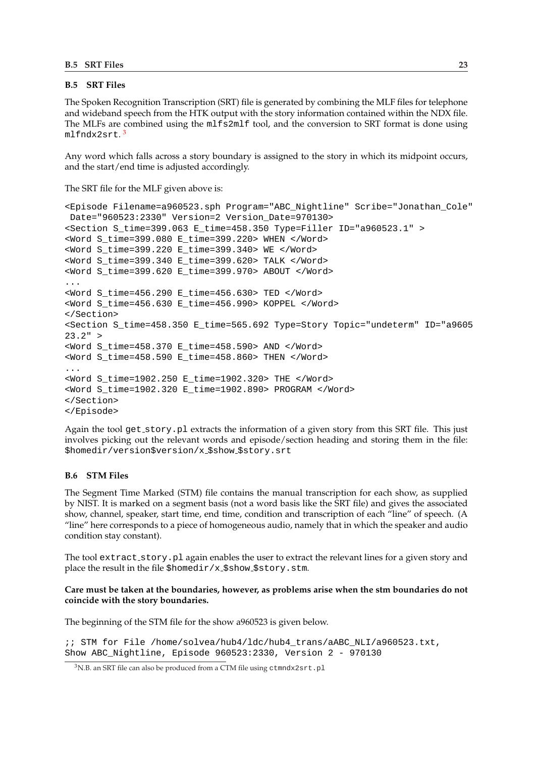### B.5 SRT Files

The Spoken Recognition Transcription (SRT) file is generated by combining the MLF files for telephone and wideband speech from the HTK output with the story information contained within the NDX file. The MLFs are combined using the `mlfs2mlf` tool, and the conversion to SRT format is done using `mlfndx2srt`.[3]

Any word which falls across a story boundary is assigned to the story in which its midpoint occurs, and the start/end time is adjusted accordingly.

The SRT file for the MLF given above is:

```
<Episode Filename=a960523.sph Program="ABC_Nightline" Scribe="Jonathan_Cole"
 Date="960523:2330" Version=2 Version_Date=970130>
<Section S_time=399.063 E_time=458.350 Type=Filler ID="a960523.1" >
<Word S_time=399.080 E_time=399.220> WHEN </Word>
<Word S_time=399.220 E_time=399.340> WE </Word>
<Word S_time=399.340 E_time=399.620> TALK </Word>
<Word S_time=399.620 E_time=399.970> ABOUT </Word>
...
<Word S_time=456.290 E_time=456.630> TED </Word>
<Word S_time=456.630 E_time=456.990> KOPPEL </Word>
</Section>
<Section S_time=458.350 E_time=565.692 Type=Story Topic="undeterm" ID="a9605
23.2" >
<Word S_time=458.370 E_time=458.590> AND </Word>
<Word S_time=458.590 E_time=458.860> THEN </Word>
...
<Word S_time=1902.250 E_time=1902.320> THE </Word>
<Word S_time=1902.320 E_time=1902.890> PROGRAM </Word>
</Section>
</Episode>
```

Again the tool `get_story.pl` extracts the information of a given story from this SRT file. This just involves picking out the relevant words and episode/section heading and storing them in the file: `$homedir/version$version/x_$show_$story.srt`

### B.6 STM Files

The Segment Time Marked (STM) file contains the manual transcription for each show, as supplied by NIST. It is marked on a segment basis (not a word basis like the SRT file) and gives the associated show, channel, speaker, start time, end time, condition and transcription of each "line" of speech. (A "line" here corresponds to a piece of homogeneous audio, namely that in which the speaker and audio condition stay constant).

The tool `extract_story.pl` again enables the user to extract the relevant lines for a given story and place the result in the file `$homedir/x_$show_$story.stm`.

**Care must be taken at the boundaries, however, as problems arise when the stm boundaries do not coincide with the story boundaries.**

The beginning of the STM file for the show a960523 is given below.

```
;; STM for File /home/solvea/hub4/ldc/hub4_trans/aABC_NLI/a960523.txt,
Show ABC_Nightline, Episode 960523:2330, Version 2 - 970130
```

[3] N.B. an SRT file can also be produced from a CTM file using `ctmndx2srt.pl`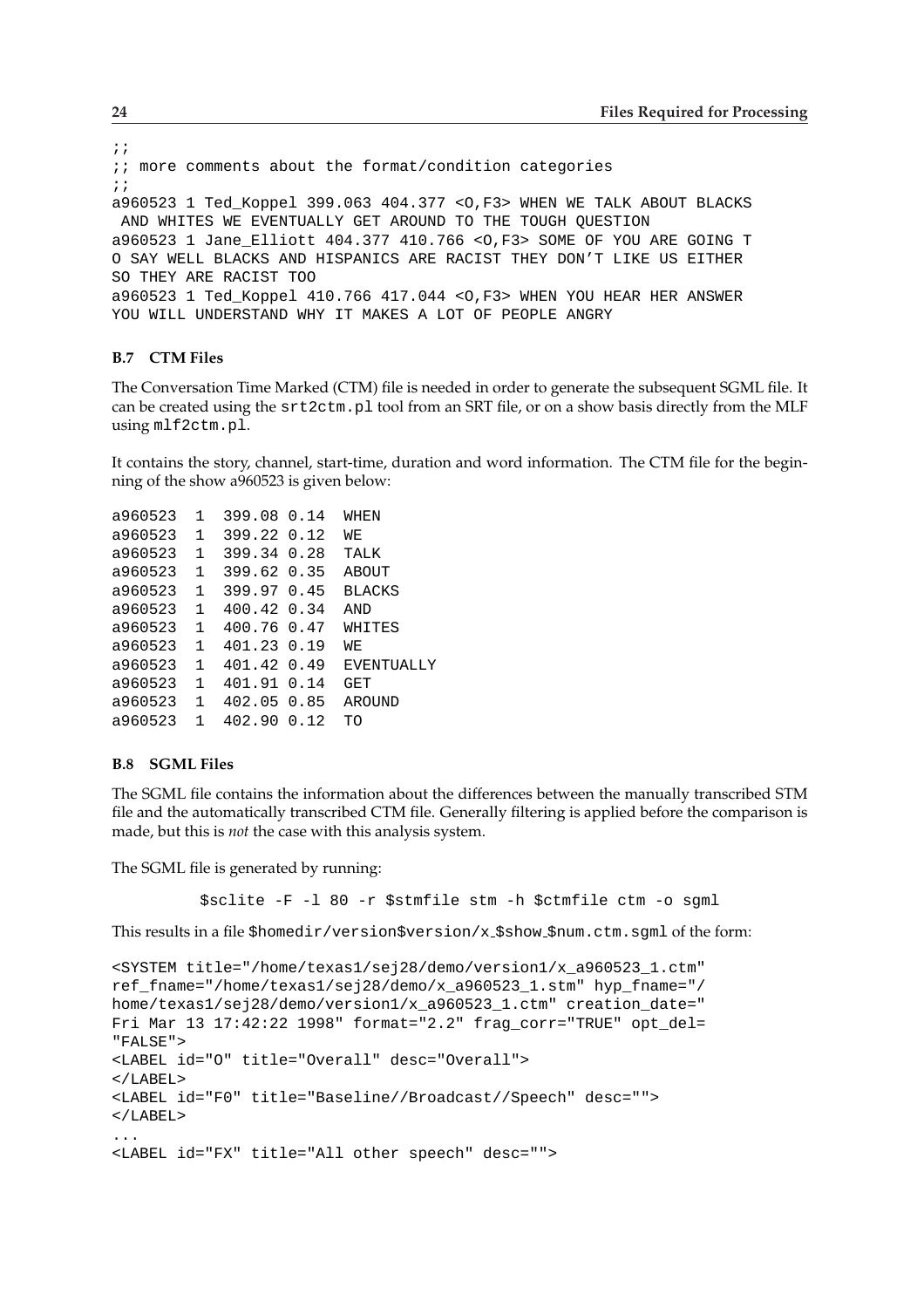```
;;
;; more comments about the format/condition categories
;;
a960523 1 Ted_Koppel 399.063 404.377 <O,F3> WHEN WE TALK ABOUT BLACKS
 AND WHITES WE EVENTUALLY GET AROUND TO THE TOUGH QUESTION
a960523 1 Jane_Elliott 404.377 410.766 <O,F3> SOME OF YOU ARE GOING T
O SAY WELL BLACKS AND HISPANICS ARE RACIST THEY DON'T LIKE US EITHER
SO THEY ARE RACIST TOO
a960523 1 Ted_Koppel 410.766 417.044 <O,F3> WHEN YOU HEAR HER ANSWER
YOU WILL UNDERSTAND WHY IT MAKES A LOT OF PEOPLE ANGRY
```

### B.7 CTM Files

The Conversation Time Marked (CTM) file is needed in order to generate the subsequent SGML file. It can be created using the `srt2ctm.pl` tool from an SRT file, or on a show basis directly from the MLF using `mlf2ctm.pl`.

It contains the story, channel, start-time, duration and word information. The CTM file for the beginning of the show a960523 is given below:

```
a960523  1  399.08 0.14  WHEN
a960523  1  399.22 0.12  WE
a960523  1  399.34 0.28  TALK
a960523  1  399.62 0.35  ABOUT
a960523  1  399.97 0.45  BLACKS
a960523  1  400.42 0.34  AND
a960523  1  400.76 0.47  WHITES
a960523  1  401.23 0.19  WE
a960523  1  401.42 0.49  EVENTUALLY
a960523  1  401.91 0.14  GET
a960523  1  402.05 0.85  AROUND
a960523  1  402.90 0.12  TO
```

### B.8 SGML Files

The SGML file contains the information about the differences between the manually transcribed STM file and the automatically transcribed CTM file. Generally filtering is applied before the comparison is made, but this is *not* the case with this analysis system.

The SGML file is generated by running:

```
$sclite -F -l 80 -r $stmfile stm -h $ctmfile ctm -o sgml
```

This results in a file `$homedir/version$version/x_$show_$num.ctm.sgml` of the form:

```
<SYSTEM title="/home/texas1/sej28/demo/version1/x_a960523_1.ctm"
ref_fname="/home/texas1/sej28/demo/x_a960523_1.stm" hyp_fname="/
home/texas1/sej28/demo/version1/x_a960523_1.ctm" creation_date="
Fri Mar 13 17:42:22 1998" format="2.2" frag_corr="TRUE" opt_del=
"FALSE">
<LABEL id="O" title="Overall" desc="Overall">
</LABEL>
<LABEL id="F0" title="Baseline//Broadcast//Speech" desc="">
</LABEL>
...
<LABEL id="FX" title="All other speech" desc="">
```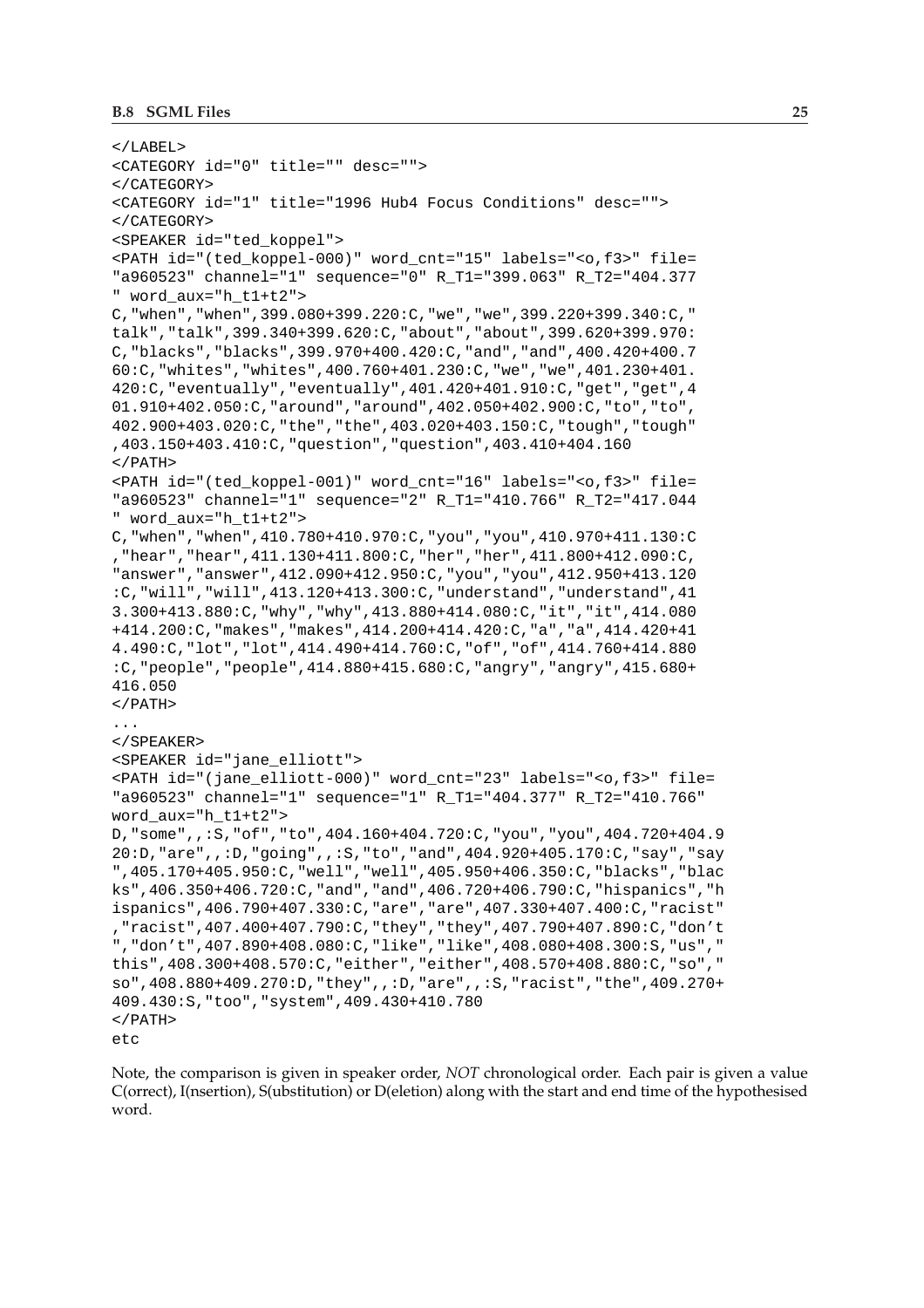```
</LABEL>
<CATEGORY id="0" title="" desc="">
</CATEGORY>
<CATEGORY id="1" title="1996 Hub4 Focus Conditions" desc="">
</CATEGORY>
<SPEAKER id="ted_koppel">
<PATH id="(ted_koppel-000)" word_cnt="15" labels="<o,f3>" file=
"a960523" channel="1" sequence="0" R_T1="399.063" R_T2="404.377
" word_aux="h_t1+t2">
C,"when","when",399.080+399.220:C,"we","we",399.220+399.340:C,"
talk","talk",399.340+399.620:C,"about","about",399.620+399.970:
C,"blacks","blacks",399.970+400.420:C,"and","and",400.420+400.7
60:C,"whites","whites",400.760+401.230:C,"we","we",401.230+401.
420:C,"eventually","eventually",401.420+401.910:C,"get","get",4
01.910+402.050:C,"around","around",402.050+402.900:C,"to","to",
402.900+403.020:C,"the","the",403.020+403.150:C,"tough","tough"
,403.150+403.410:C,"question","question",403.410+404.160
</PATH>
<PATH id="(ted_koppel-001)" word_cnt="16" labels="<o,f3>" file=
"a960523" channel="1" sequence="2" R_T1="410.766" R_T2="417.044
" word_aux="h_t1+t2">
C,"when","when",410.780+410.970:C,"you","you",410.970+411.130:C
,"hear","hear",411.130+411.800:C,"her","her",411.800+412.090:C,
"answer","answer",412.090+412.950:C,"you","you",412.950+413.120
:C,"will","will",413.120+413.300:C,"understand","understand",41
3.300+413.880:C,"why","why",413.880+414.080:C,"it","it",414.080
+414.200:C,"makes","makes",414.200+414.420:C,"a","a",414.420+41
4.490:C,"lot","lot",414.490+414.760:C,"of","of",414.760+414.880
:C,"people","people",414.880+415.680:C,"angry","angry",415.680+
416.050
</PATH>
...
</SPEAKER>
<SPEAKER id="jane_elliott">
<PATH id="(jane_elliott-000)" word_cnt="23" labels="<o,f3>" file=
"a960523" channel="1" sequence="1" R_T1="404.377" R_T2="410.766"
word_aux="h_t1+t2">
D,"some",,:S,"of","to",404.160+404.720:C,"you","you",404.720+404.9
20:D,"are",,:D,"going",,:S,"to","and",404.920+405.170:C,"say","say
",405.170+405.950:C,"well","well",405.950+406.350:C,"blacks","blac
ks",406.350+406.720:C,"and","and",406.720+406.790:C,"hispanics","h
ispanics",406.790+407.330:C,"are","are",407.330+407.400:C,"racist"
,"racist",407.400+407.790:C,"they","they",407.790+407.890:C,"don't
","don't",407.890+408.080:C,"like","like",408.080+408.300:S,"us","
this",408.300+408.570:C,"either","either",408.570+408.880:C,"so","
so",408.880+409.270:D,"they",,:D,"are",,:S,"racist","the",409.270+
409.430:S,"too","system",409.430+410.780
</PATH>
etc
```

Note, the comparison is given in speaker order, *NOT* chronological order. Each pair is given a value C(orrect), I(nsertion), S(ubstitution) or D(eletion) along with the start and end time of the hypothesised word.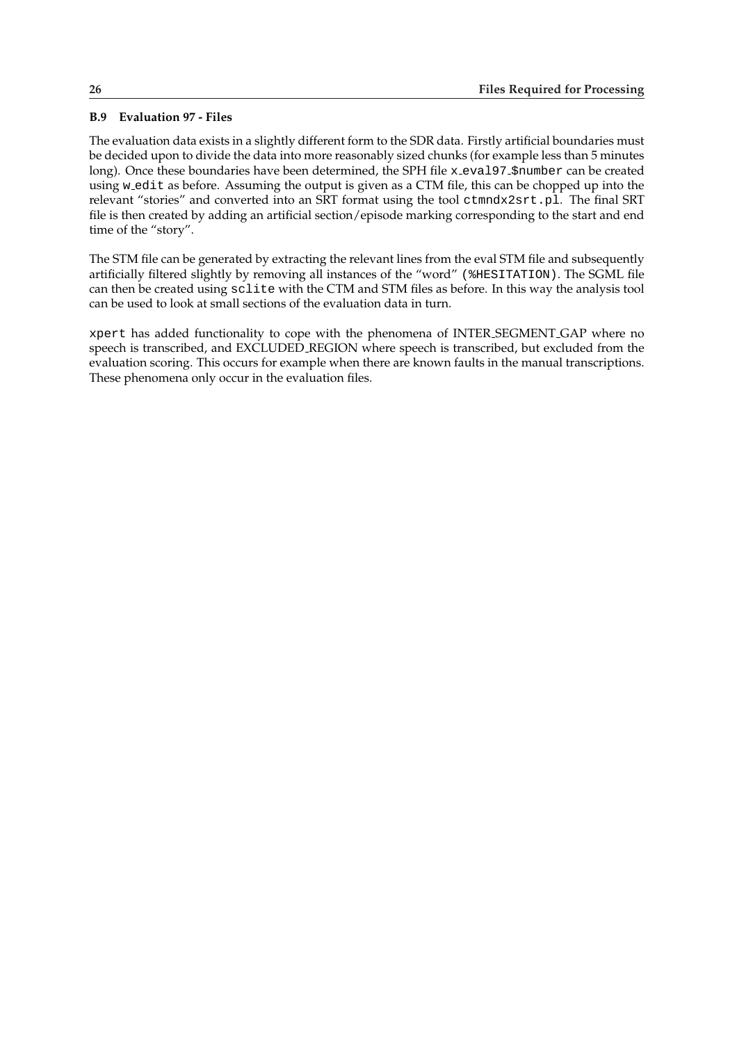## B.9 Evaluation 97 - Files

The evaluation data exists in a slightly different form to the SDR data. Firstly artificial boundaries must be decided upon to divide the data into more reasonably sized chunks (for example less than 5 minutes long). Once these boundaries have been determined, the SPH file `x_eval97_$number` can be created using `w_edit` as before. Assuming the output is given as a CTM file, this can be chopped up into the relevant "stories" and converted into an SRT format using the tool `ctmndx2srt.pl`. The final SRT file is then created by adding an artificial section/episode marking corresponding to the start and end time of the "story".

The STM file can be generated by extracting the relevant lines from the eval STM file and subsequently artificially filtered slightly by removing all instances of the "word" (`%HESITATION`). The SGML file can then be created using `sclite` with the CTM and STM files as before. In this way the analysis tool can be used to look at small sections of the evaluation data in turn.

`xpert` has added functionality to cope with the phenomena of INTER_SEGMENT_GAP where no speech is transcribed, and EXCLUDED_REGION where speech is transcribed, but excluded from the evaluation scoring. This occurs for example when there are known faults in the manual transcriptions. These phenomena only occur in the evaluation files.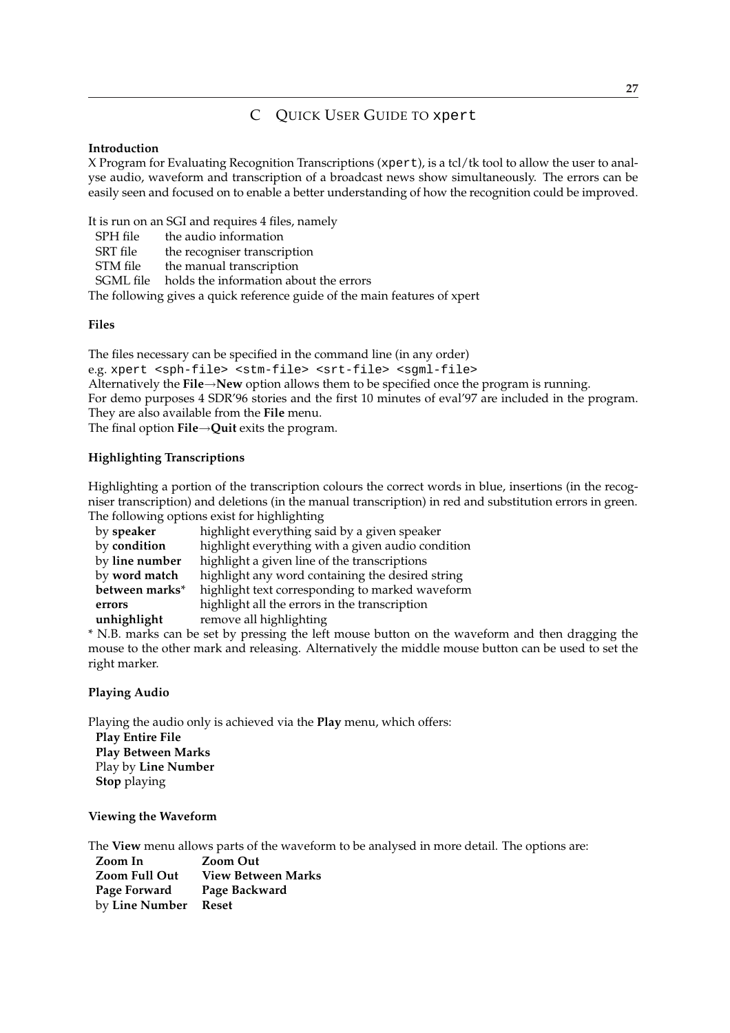## C Quick User Guide to `xpert`

**Introduction**

X Program for Evaluating Recognition Transcriptions (`xpert`), is a tcl/tk tool to allow the user to analyse audio, waveform and transcription of a broadcast news show simultaneously. The errors can be easily seen and focused on to enable a better understanding of how the recognition could be improved.

It is run on an SGI and requires 4 files, namely

| | |
|---|---|
| SPH file | the audio information |
| SRT file | the recogniser transcription |
| STM file | the manual transcription |
| SGML file | holds the information about the errors |

The following gives a quick reference guide of the main features of xpert

**Files**

The files necessary can be specified in the command line (in any order)

e.g. `xpert <sph-file> <stm-file> <srt-file> <sgml-file>`

Alternatively the **File**→**New** option allows them to be specified once the program is running.

For demo purposes 4 SDR'96 stories and the first 10 minutes of eval'97 are included in the program. They are also available from the **File** menu.

The final option **File**→**Quit** exits the program.

**Highlighting Transcriptions**

Highlighting a portion of the transcription colours the correct words in blue, insertions (in the recogniser transcription) and deletions (in the manual transcription) in red and substitution errors in green. The following options exist for highlighting

| | |
|---|---|
| by **speaker** | highlight everything said by a given speaker |
| by **condition** | highlight everything with a given audio condition |
| by **line number** | highlight a given line of the transcriptions |
| by **word match** | highlight any word containing the desired string |
| **between marks*** | highlight text corresponding to marked waveform |
| **errors** | highlight all the errors in the transcription |
| **unhighlight** | remove all highlighting |

* N.B. marks can be set by pressing the left mouse button on the waveform and then dragging the mouse to the other mark and releasing. Alternatively the middle mouse button can be used to set the right marker.

**Playing Audio**

Playing the audio only is achieved via the **Play** menu, which offers:

- **Play Entire File**
- **Play Between Marks**
- Play by **Line Number**
- **Stop** playing

**Viewing the Waveform**

The **View** menu allows parts of the waveform to be analysed in more detail. The options are:

| | |
|---|---|
| **Zoom In** | **Zoom Out** |
| **Zoom Full Out** | **View Between Marks** |
| **Page Forward** | **Page Backward** |
| by **Line Number** | **Reset** |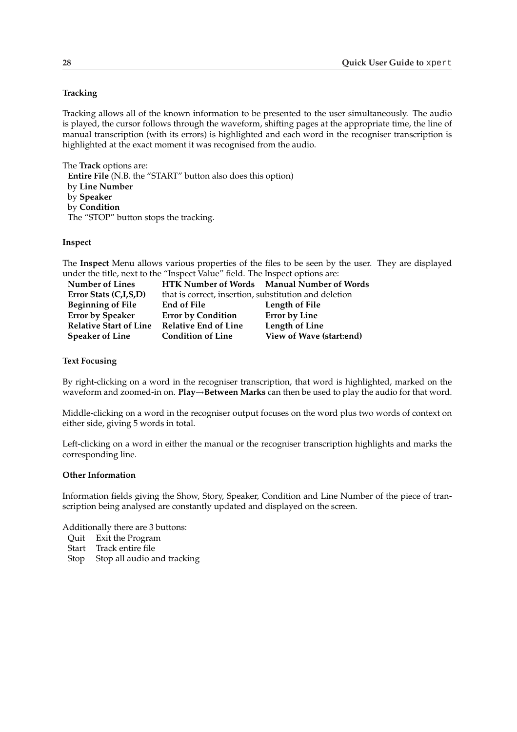### Tracking

Tracking allows all of the known information to be presented to the user simultaneously. The audio is played, the cursor follows through the waveform, shifting pages at the appropriate time, the line of manual transcription (with its errors) is highlighted and each word in the recogniser transcription is highlighted at the exact moment it was recognised from the audio.

The **Track** options are:
**Entire File** (N.B. the "START" button also does this option)
by **Line Number**
by **Speaker**
by **Condition**
The "STOP" button stops the tracking.

### Inspect

The **Inspect** Menu allows various properties of the files to be seen by the user. They are displayed under the title, next to the "Inspect Value" field. The Inspect options are:

| | | |
|---|---|---|
| **Number of Lines** | **HTK Number of Words** | **Manual Number of Words** |
| **Error Stats (C,I,S,D)** | that is correct, insertion, substitution and deletion | |
| **Beginning of File** | **End of File** | **Length of File** |
| **Error by Speaker** | **Error by Condition** | **Error by Line** |
| **Relative Start of Line** | **Relative End of Line** | **Length of Line** |
| **Speaker of Line** | **Condition of Line** | **View of Wave (start:end)** |

### Text Focusing

By right-clicking on a word in the recogniser transcription, that word is highlighted, marked on the waveform and zoomed-in on. **Play**→**Between Marks** can then be used to play the audio for that word.

Middle-clicking on a word in the recogniser output focuses on the word plus two words of context on either side, giving 5 words in total.

Left-clicking on a word in either the manual or the recogniser transcription highlights and marks the corresponding line.

### Other Information

Information fields giving the Show, Story, Speaker, Condition and Line Number of the piece of transcription being analysed are constantly updated and displayed on the screen.

Additionally there are 3 buttons:

| | |
|---|---|
| Quit | Exit the Program |
| Start | Track entire file |
| Stop | Stop all audio and tracking |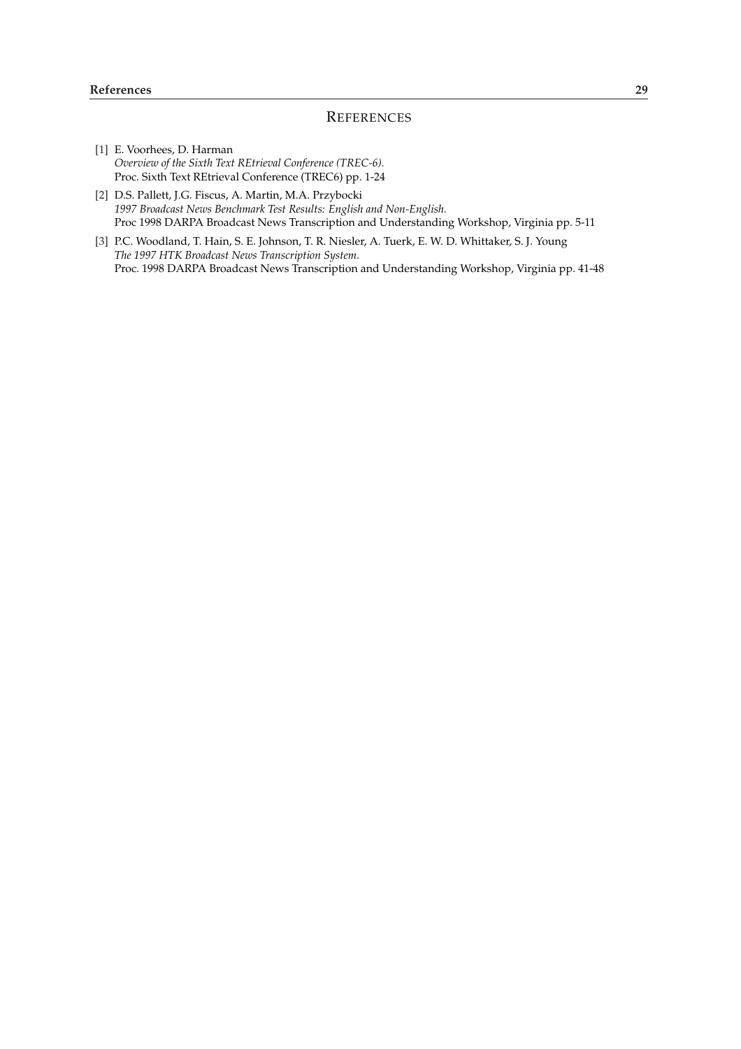# REFERENCES

[1] E. Voorhees, D. Harman
*Overview of the Sixth Text REtrieval Conference (TREC-6).*
Proc. Sixth Text REtrieval Conference (TREC6) pp. 1-24

[2] D.S. Pallett, J.G. Fiscus, A. Martin, M.A. Przybocki
*1997 Broadcast News Benchmark Test Results: English and Non-English.*
Proc 1998 DARPA Broadcast News Transcription and Understanding Workshop, Virginia pp. 5-11

[3] P.C. Woodland, T. Hain, S. E. Johnson, T. R. Niesler, A. Tuerk, E. W. D. Whittaker, S. J. Young
*The 1997 HTK Broadcast News Transcription System.*
Proc. 1998 DARPA Broadcast News Transcription and Understanding Workshop, Virginia pp. 41-48